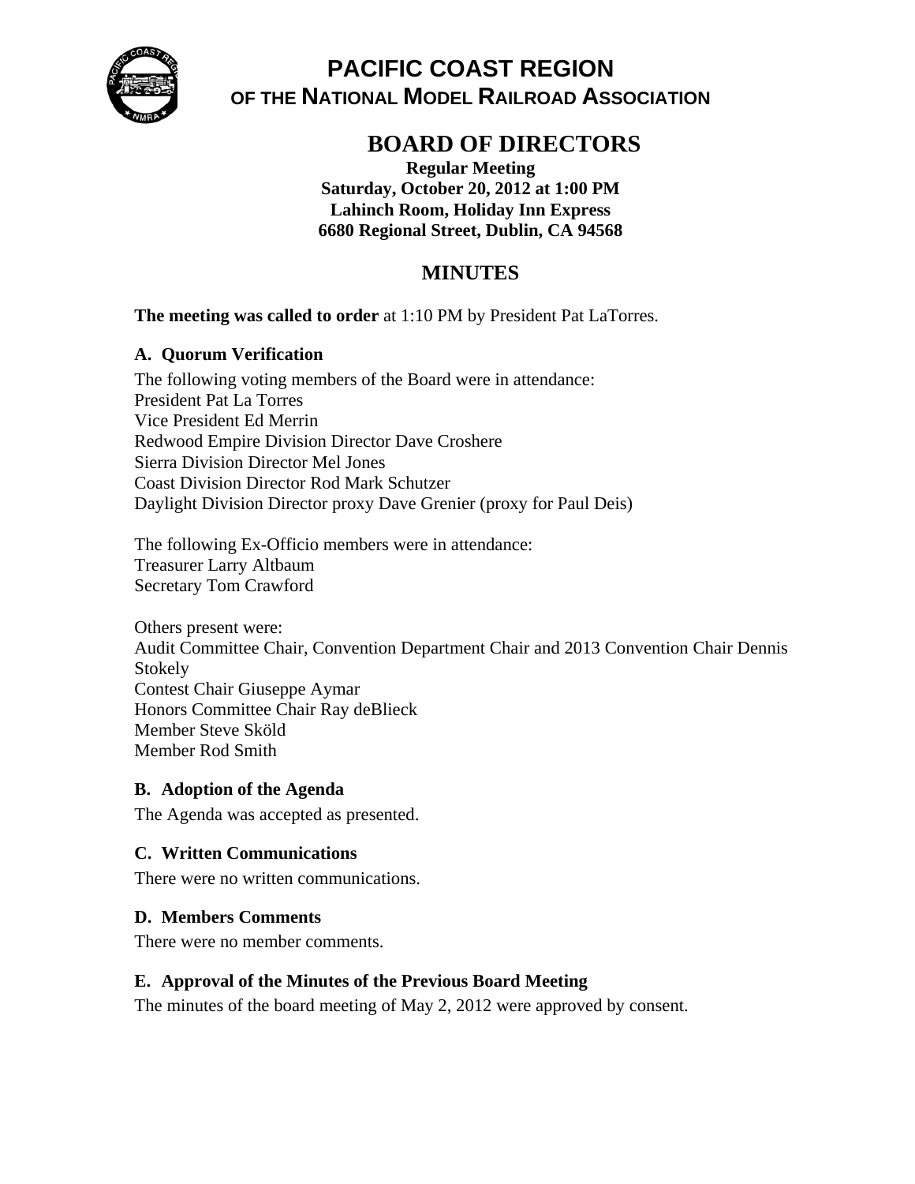# PACIFIC COAST REGION
## OF THE NATIONAL MODEL RAILROAD ASSOCIATION

## BOARD OF DIRECTORS

**Regular Meeting**
**Saturday, October 20, 2012 at 1:00 PM**
**Lahinch Room, Holiday Inn Express**
**6680 Regional Street, Dublin, CA 94568**

## MINUTES

**The meeting was called to order** at 1:10 PM by President Pat LaTorres.

### A. Quorum Verification

The following voting members of the Board were in attendance:
President Pat La Torres
Vice President Ed Merrin
Redwood Empire Division Director Dave Croshere
Sierra Division Director Mel Jones
Coast Division Director Rod Mark Schutzer
Daylight Division Director proxy Dave Grenier (proxy for Paul Deis)

The following Ex-Officio members were in attendance:
Treasurer Larry Altbaum
Secretary Tom Crawford

Others present were:
Audit Committee Chair, Convention Department Chair and 2013 Convention Chair Dennis Stokely
Contest Chair Giuseppe Aymar
Honors Committee Chair Ray deBlieck
Member Steve Sköld
Member Rod Smith

### B. Adoption of the Agenda

The Agenda was accepted as presented.

### C. Written Communications

There were no written communications.

### D. Members Comments

There were no member comments.

### E. Approval of the Minutes of the Previous Board Meeting

The minutes of the board meeting of May 2, 2012 were approved by consent.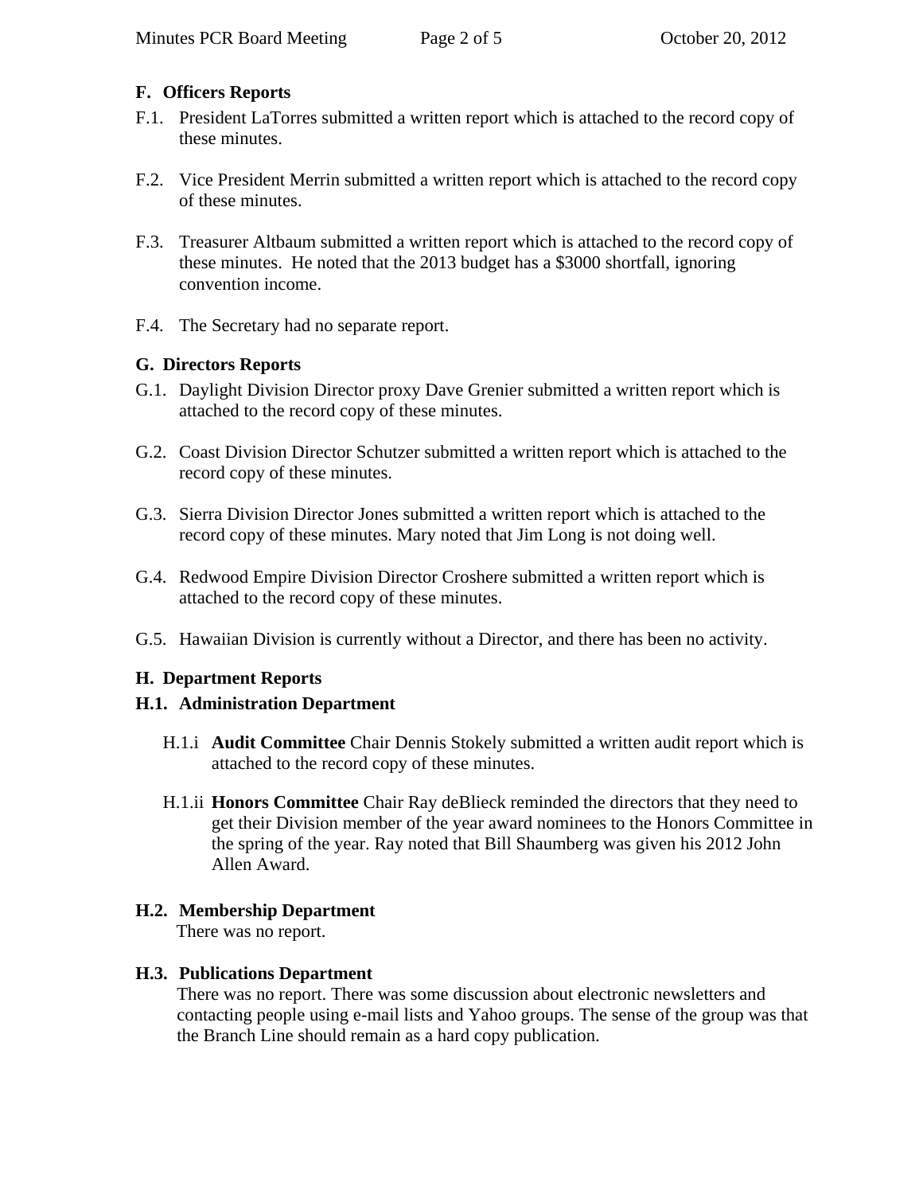## F. Officers Reports

F.1. President LaTorres submitted a written report which is attached to the record copy of these minutes.

F.2. Vice President Merrin submitted a written report which is attached to the record copy of these minutes.

F.3. Treasurer Altbaum submitted a written report which is attached to the record copy of these minutes. He noted that the 2013 budget has a $3000 shortfall, ignoring convention income.

F.4. The Secretary had no separate report.

## G. Directors Reports

G.1. Daylight Division Director proxy Dave Grenier submitted a written report which is attached to the record copy of these minutes.

G.2. Coast Division Director Schutzer submitted a written report which is attached to the record copy of these minutes.

G.3. Sierra Division Director Jones submitted a written report which is attached to the record copy of these minutes. Mary noted that Jim Long is not doing well.

G.4. Redwood Empire Division Director Croshere submitted a written report which is attached to the record copy of these minutes.

G.5. Hawaiian Division is currently without a Director, and there has been no activity.

## H. Department Reports

### H.1. Administration Department

H.1.i **Audit Committee** Chair Dennis Stokely submitted a written audit report which is attached to the record copy of these minutes.

H.1.ii **Honors Committee** Chair Ray deBlieck reminded the directors that they need to get their Division member of the year award nominees to the Honors Committee in the spring of the year. Ray noted that Bill Shaumberg was given his 2012 John Allen Award.

### H.2. Membership Department

There was no report.

### H.3. Publications Department

There was no report. There was some discussion about electronic newsletters and contacting people using e-mail lists and Yahoo groups. The sense of the group was that the Branch Line should remain as a hard copy publication.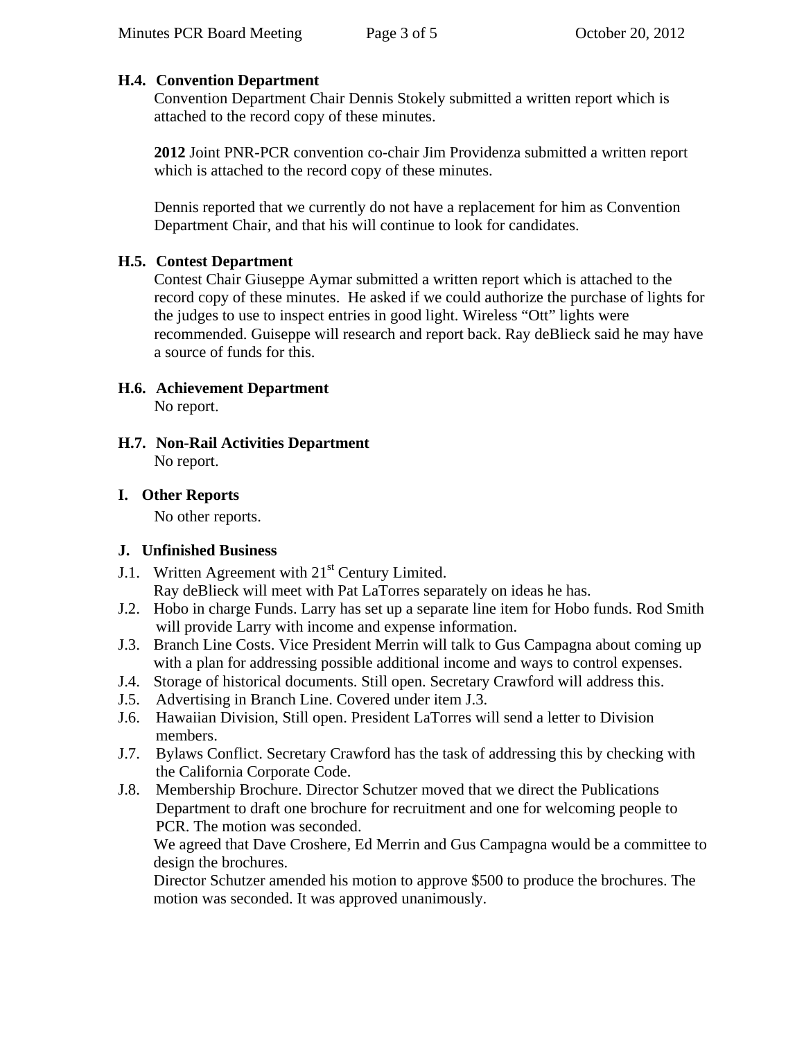### H.4. Convention Department

Convention Department Chair Dennis Stokely submitted a written report which is attached to the record copy of these minutes.

**2012** Joint PNR-PCR convention co-chair Jim Providenza submitted a written report which is attached to the record copy of these minutes.

Dennis reported that we currently do not have a replacement for him as Convention Department Chair, and that his will continue to look for candidates.

### H.5. Contest Department

Contest Chair Giuseppe Aymar submitted a written report which is attached to the record copy of these minutes. He asked if we could authorize the purchase of lights for the judges to use to inspect entries in good light. Wireless "Ott" lights were recommended. Guiseppe will research and report back. Ray deBlieck said he may have a source of funds for this.

### H.6. Achievement Department

No report.

### H.7. Non-Rail Activities Department

No report.

## I. Other Reports

No other reports.

## J. Unfinished Business

J.1. Written Agreement with 21st Century Limited.
Ray deBlieck will meet with Pat LaTorres separately on ideas he has.

J.2. Hobo in charge Funds. Larry has set up a separate line item for Hobo funds. Rod Smith will provide Larry with income and expense information.

J.3. Branch Line Costs. Vice President Merrin will talk to Gus Campagna about coming up with a plan for addressing possible additional income and ways to control expenses.

J.4. Storage of historical documents. Still open. Secretary Crawford will address this.

J.5. Advertising in Branch Line. Covered under item J.3.

J.6. Hawaiian Division, Still open. President LaTorres will send a letter to Division members.

J.7. Bylaws Conflict. Secretary Crawford has the task of addressing this by checking with the California Corporate Code.

J.8. Membership Brochure. Director Schutzer moved that we direct the Publications Department to draft one brochure for recruitment and one for welcoming people to PCR. The motion was seconded.
We agreed that Dave Croshere, Ed Merrin and Gus Campagna would be a committee to design the brochures.
Director Schutzer amended his motion to approve $500 to produce the brochures. The motion was seconded. It was approved unanimously.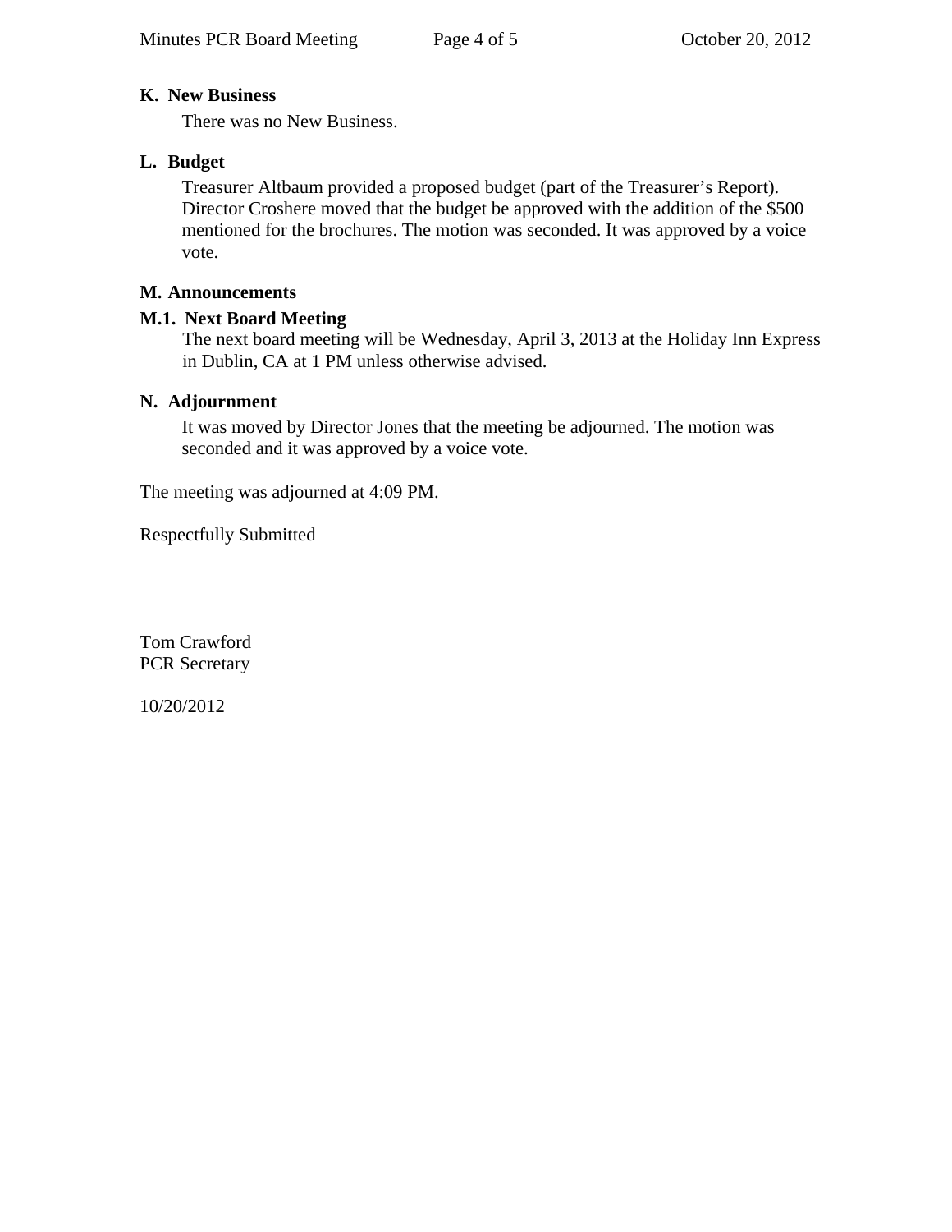**K. New Business**

There was no New Business.

**L. Budget**

Treasurer Altbaum provided a proposed budget (part of the Treasurer's Report). Director Croshere moved that the budget be approved with the addition of the $500 mentioned for the brochures. The motion was seconded. It was approved by a voice vote.

**M. Announcements**

**M.1. Next Board Meeting**

The next board meeting will be Wednesday, April 3, 2013 at the Holiday Inn Express in Dublin, CA at 1 PM unless otherwise advised.

**N. Adjournment**

It was moved by Director Jones that the meeting be adjourned. The motion was seconded and it was approved by a voice vote.

The meeting was adjourned at 4:09 PM.

Respectfully Submitted

Tom Crawford
PCR Secretary

10/20/2012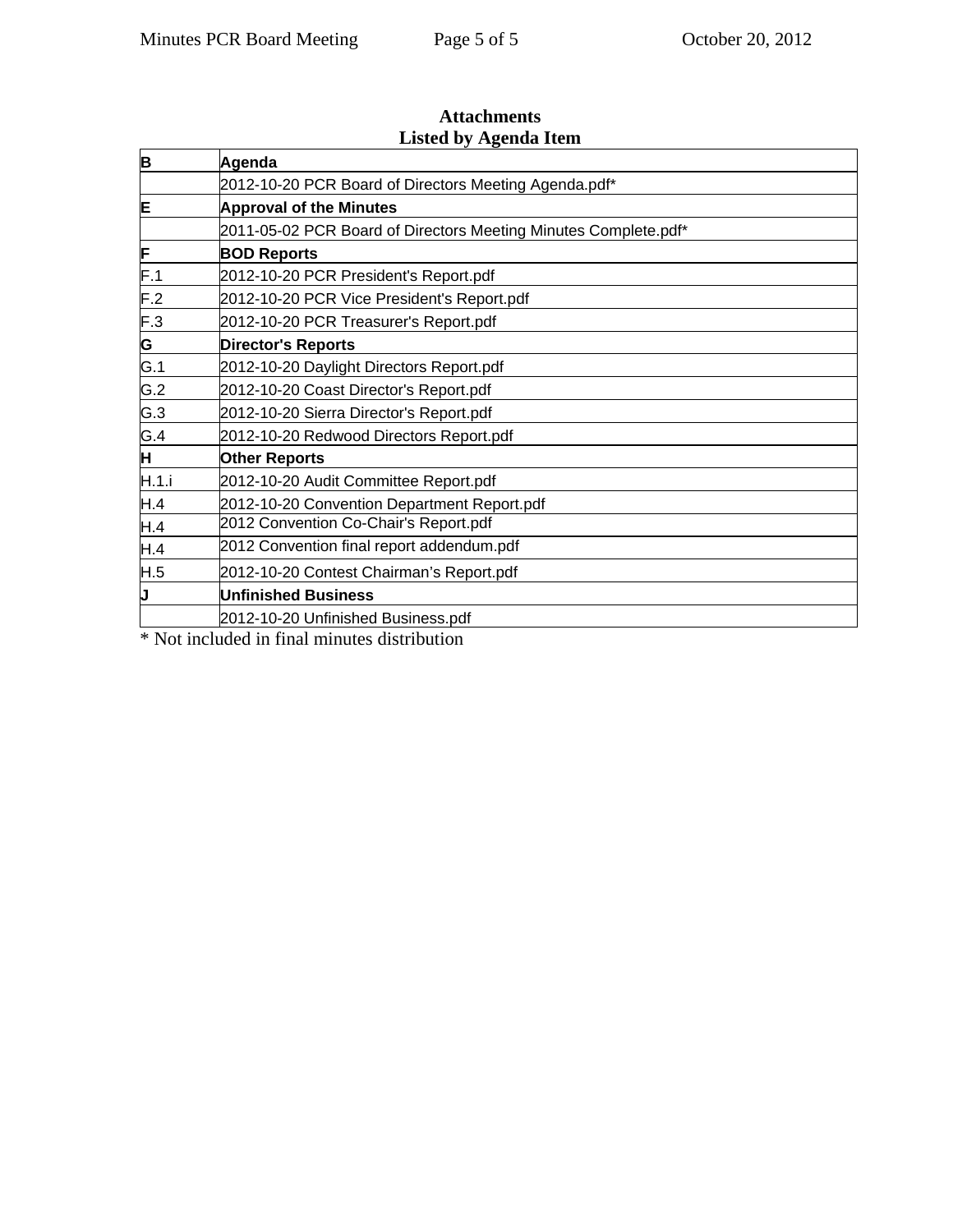**Attachments**
**Listed by Agenda Item**

| | |
|---|---|
| **B** | **Agenda** |
| | 2012-10-20 PCR Board of Directors Meeting Agenda.pdf* |
| **E** | **Approval of the Minutes** |
| | 2011-05-02 PCR Board of Directors Meeting Minutes Complete.pdf* |
| **F** | **BOD Reports** |
| F.1 | 2012-10-20 PCR President's Report.pdf |
| F.2 | 2012-10-20 PCR Vice President's Report.pdf |
| F.3 | 2012-10-20 PCR Treasurer's Report.pdf |
| **G** | **Director's Reports** |
| G.1 | 2012-10-20 Daylight Directors Report.pdf |
| G.2 | 2012-10-20 Coast Director's Report.pdf |
| G.3 | 2012-10-20 Sierra Director's Report.pdf |
| G.4 | 2012-10-20 Redwood Directors Report.pdf |
| **H** | **Other Reports** |
| H.1.i | 2012-10-20 Audit Committee Report.pdf |
| H.4 | 2012-10-20 Convention Department Report.pdf |
| H.4 | 2012 Convention Co-Chair's Report.pdf |
| H.4 | 2012 Convention final report addendum.pdf |
| H.5 | 2012-10-20 Contest Chairman's Report.pdf |
| **J** | **Unfinished Business** |
| | 2012-10-20 Unfinished Business.pdf |

* Not included in final minutes distribution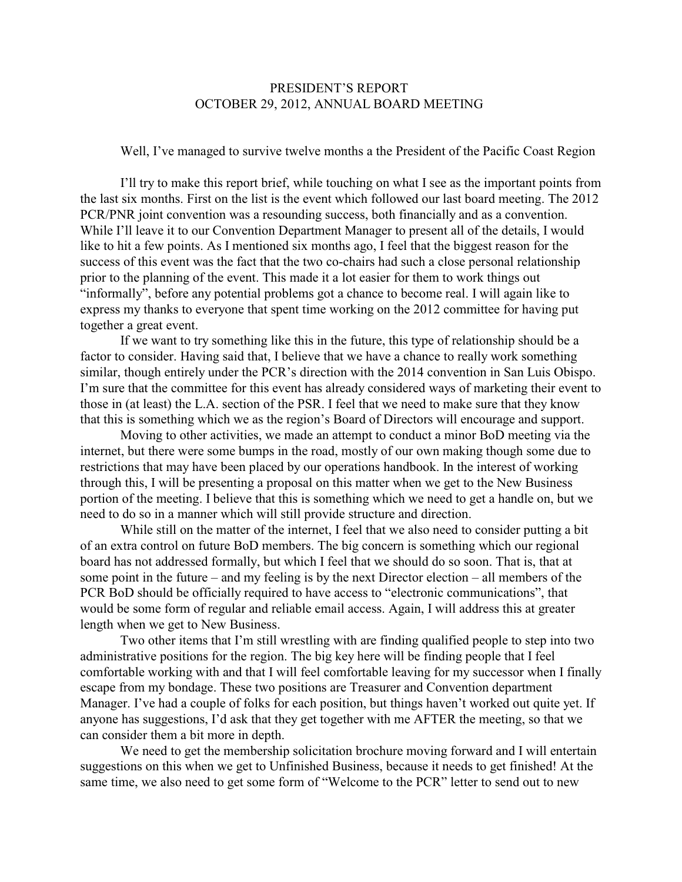PRESIDENT'S REPORT
OCTOBER 29, 2012, ANNUAL BOARD MEETING

Well, I've managed to survive twelve months a the President of the Pacific Coast Region

I'll try to make this report brief, while touching on what I see as the important points from the last six months. First on the list is the event which followed our last board meeting. The 2012 PCR/PNR joint convention was a resounding success, both financially and as a convention. While I'll leave it to our Convention Department Manager to present all of the details, I would like to hit a few points. As I mentioned six months ago, I feel that the biggest reason for the success of this event was the fact that the two co-chairs had such a close personal relationship prior to the planning of the event. This made it a lot easier for them to work things out "informally", before any potential problems got a chance to become real. I will again like to express my thanks to everyone that spent time working on the 2012 committee for having put together a great event.

If we want to try something like this in the future, this type of relationship should be a factor to consider. Having said that, I believe that we have a chance to really work something similar, though entirely under the PCR's direction with the 2014 convention in San Luis Obispo. I'm sure that the committee for this event has already considered ways of marketing their event to those in (at least) the L.A. section of the PSR. I feel that we need to make sure that they know that this is something which we as the region's Board of Directors will encourage and support.

Moving to other activities, we made an attempt to conduct a minor BoD meeting via the internet, but there were some bumps in the road, mostly of our own making though some due to restrictions that may have been placed by our operations handbook. In the interest of working through this, I will be presenting a proposal on this matter when we get to the New Business portion of the meeting. I believe that this is something which we need to get a handle on, but we need to do so in a manner which will still provide structure and direction.

While still on the matter of the internet, I feel that we also need to consider putting a bit of an extra control on future BoD members. The big concern is something which our regional board has not addressed formally, but which I feel that we should do so soon. That is, that at some point in the future – and my feeling is by the next Director election – all members of the PCR BoD should be officially required to have access to "electronic communications", that would be some form of regular and reliable email access. Again, I will address this at greater length when we get to New Business.

Two other items that I'm still wrestling with are finding qualified people to step into two administrative positions for the region. The big key here will be finding people that I feel comfortable working with and that I will feel comfortable leaving for my successor when I finally escape from my bondage. These two positions are Treasurer and Convention department Manager. I've had a couple of folks for each position, but things haven't worked out quite yet. If anyone has suggestions, I'd ask that they get together with me AFTER the meeting, so that we can consider them a bit more in depth.

We need to get the membership solicitation brochure moving forward and I will entertain suggestions on this when we get to Unfinished Business, because it needs to get finished! At the same time, we also need to get some form of "Welcome to the PCR" letter to send out to new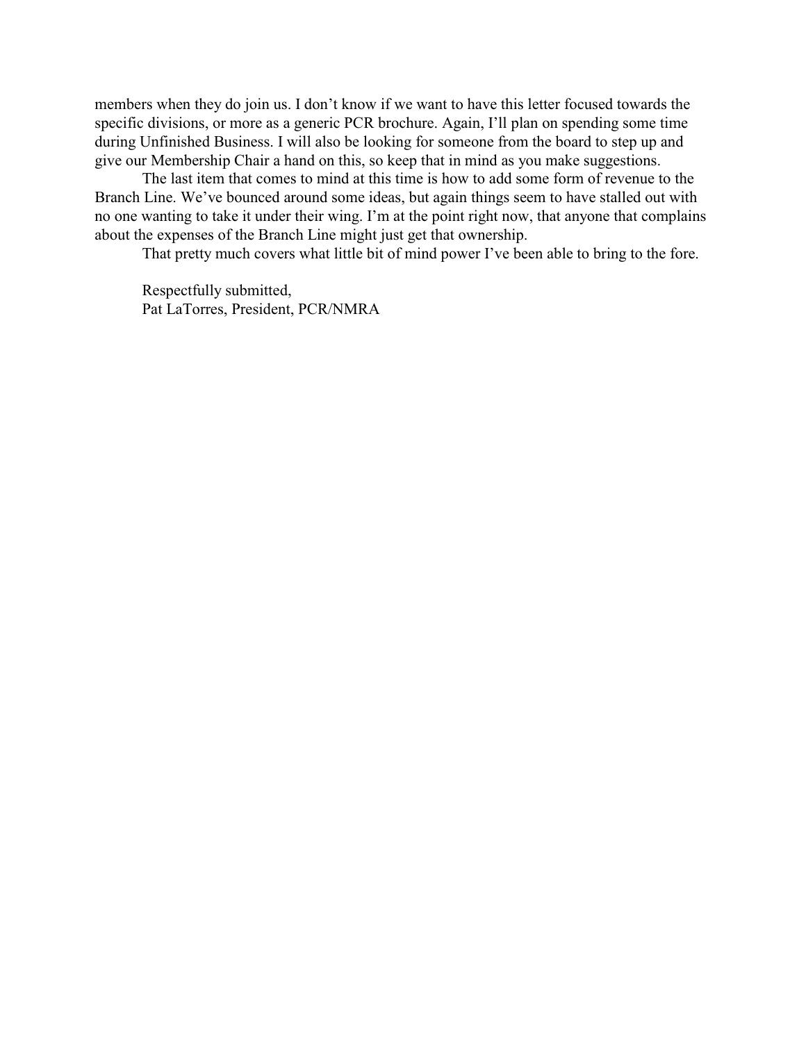members when they do join us. I don't know if we want to have this letter focused towards the specific divisions, or more as a generic PCR brochure. Again, I'll plan on spending some time during Unfinished Business. I will also be looking for someone from the board to step up and give our Membership Chair a hand on this, so keep that in mind as you make suggestions.

The last item that comes to mind at this time is how to add some form of revenue to the Branch Line. We've bounced around some ideas, but again things seem to have stalled out with no one wanting to take it under their wing. I'm at the point right now, that anyone that complains about the expenses of the Branch Line might just get that ownership.

That pretty much covers what little bit of mind power I've been able to bring to the fore.

Respectfully submitted,
Pat LaTorres, President, PCR/NMRA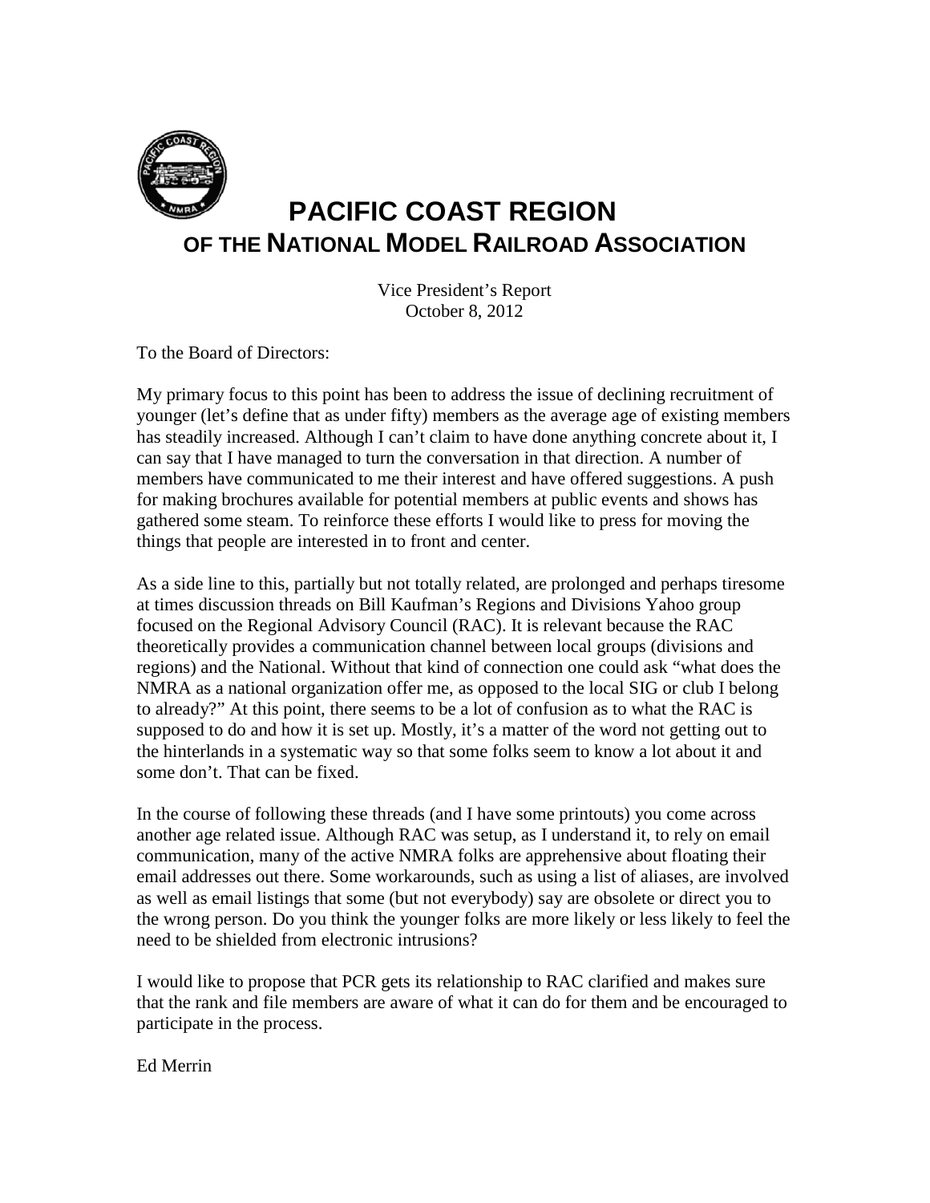# PACIFIC COAST REGION
## OF THE NATIONAL MODEL RAILROAD ASSOCIATION

Vice President's Report
October 8, 2012

To the Board of Directors:

My primary focus to this point has been to address the issue of declining recruitment of younger (let's define that as under fifty) members as the average age of existing members has steadily increased. Although I can't claim to have done anything concrete about it, I can say that I have managed to turn the conversation in that direction. A number of members have communicated to me their interest and have offered suggestions. A push for making brochures available for potential members at public events and shows has gathered some steam. To reinforce these efforts I would like to press for moving the things that people are interested in to front and center.

As a side line to this, partially but not totally related, are prolonged and perhaps tiresome at times discussion threads on Bill Kaufman's Regions and Divisions Yahoo group focused on the Regional Advisory Council (RAC). It is relevant because the RAC theoretically provides a communication channel between local groups (divisions and regions) and the National. Without that kind of connection one could ask "what does the NMRA as a national organization offer me, as opposed to the local SIG or club I belong to already?" At this point, there seems to be a lot of confusion as to what the RAC is supposed to do and how it is set up. Mostly, it's a matter of the word not getting out to the hinterlands in a systematic way so that some folks seem to know a lot about it and some don't. That can be fixed.

In the course of following these threads (and I have some printouts) you come across another age related issue. Although RAC was setup, as I understand it, to rely on email communication, many of the active NMRA folks are apprehensive about floating their email addresses out there. Some workarounds, such as using a list of aliases, are involved as well as email listings that some (but not everybody) say are obsolete or direct you to the wrong person. Do you think the younger folks are more likely or less likely to feel the need to be shielded from electronic intrusions?

I would like to propose that PCR gets its relationship to RAC clarified and makes sure that the rank and file members are aware of what it can do for them and be encouraged to participate in the process.

Ed Merrin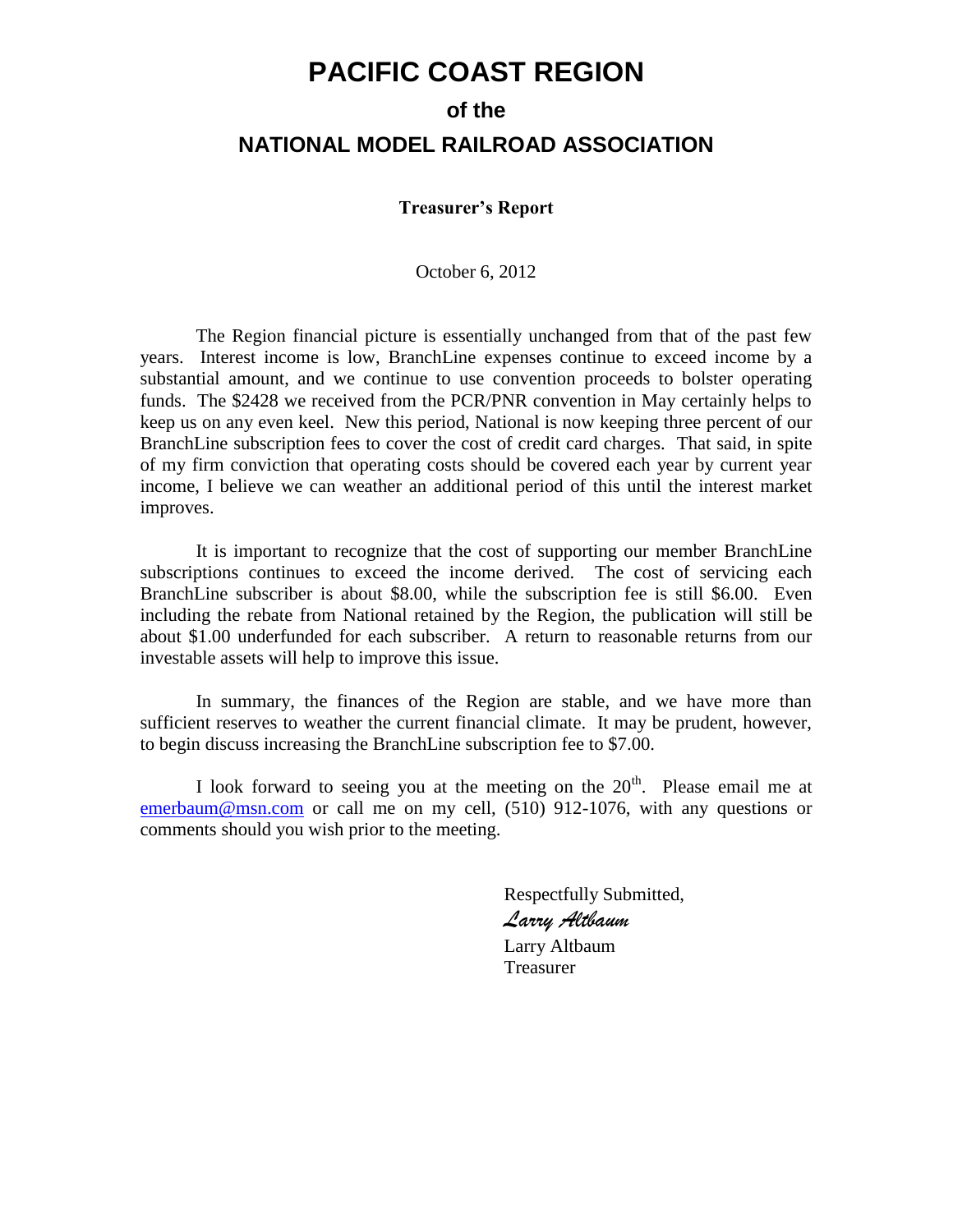# PACIFIC COAST REGION

## of the

## NATIONAL MODEL RAILROAD ASSOCIATION

**Treasurer's Report**

October 6, 2012

The Region financial picture is essentially unchanged from that of the past few years. Interest income is low, BranchLine expenses continue to exceed income by a substantial amount, and we continue to use convention proceeds to bolster operating funds. The $2428 we received from the PCR/PNR convention in May certainly helps to keep us on any even keel. New this period, National is now keeping three percent of our BranchLine subscription fees to cover the cost of credit card charges. That said, in spite of my firm conviction that operating costs should be covered each year by current year income, I believe we can weather an additional period of this until the interest market improves.

It is important to recognize that the cost of supporting our member BranchLine subscriptions continues to exceed the income derived. The cost of servicing each BranchLine subscriber is about $8.00, while the subscription fee is still $6.00. Even including the rebate from National retained by the Region, the publication will still be about $1.00 underfunded for each subscriber. A return to reasonable returns from our investable assets will help to improve this issue.

In summary, the finances of the Region are stable, and we have more than sufficient reserves to weather the current financial climate. It may be prudent, however, to begin discuss increasing the BranchLine subscription fee to $7.00.

I look forward to seeing you at the meeting on the 20th. Please email me at emerbaum@msn.com or call me on my cell, (510) 912-1076, with any questions or comments should you wish prior to the meeting.

Respectfully Submitted,

*Larry Altbaum*

Larry Altbaum

Treasurer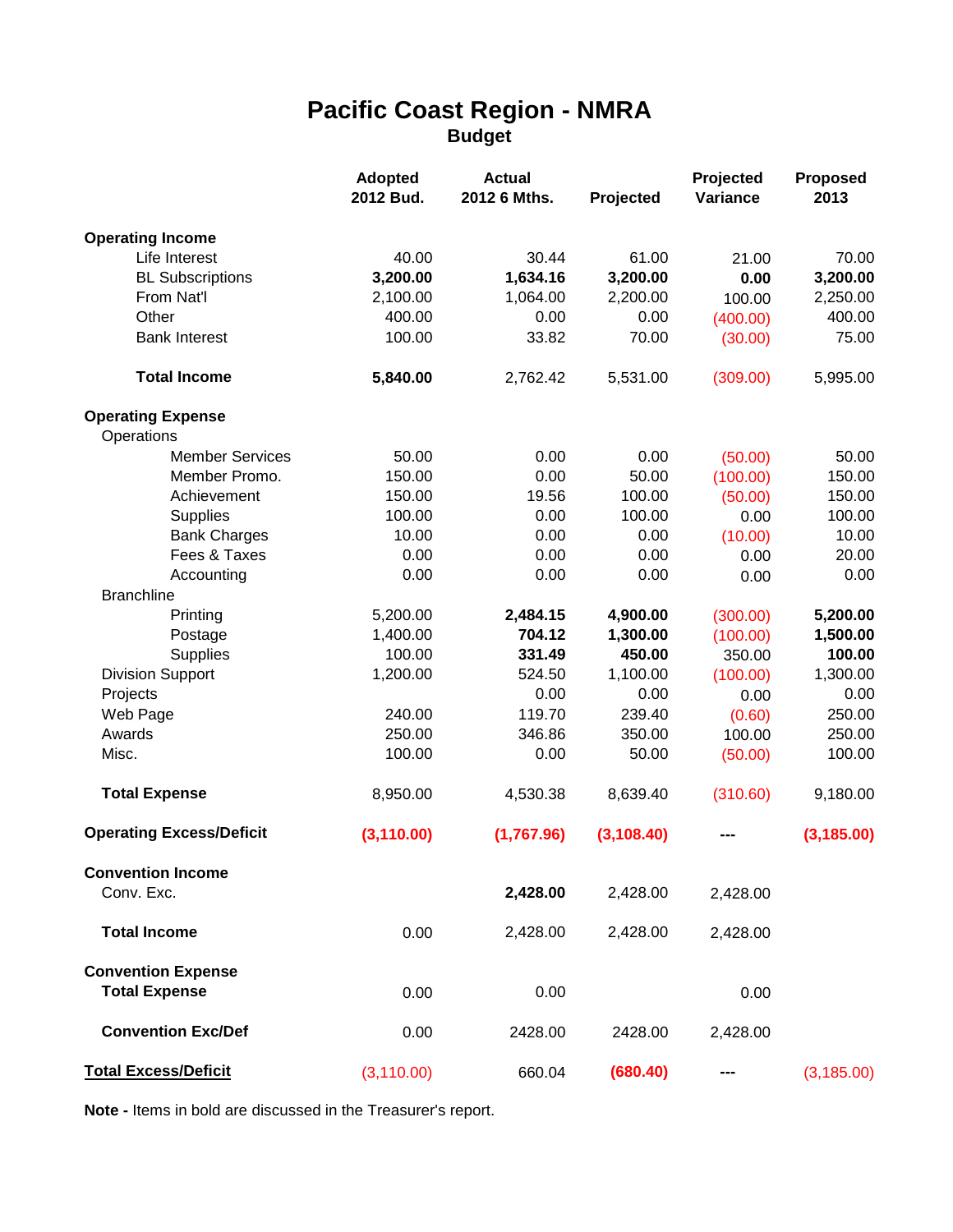# Pacific Coast Region - NMRA

## Budget

| | Adopted 2012 Bud. | Actual 2012 6 Mths. | Projected | Projected Variance | Proposed 2013 |
|---|---|---|---|---|---|
| **Operating Income** | | | | | |
| Life Interest | 40.00 | 30.44 | 61.00 | 21.00 | 70.00 |
| BL Subscriptions | **3,200.00** | **1,634.16** | **3,200.00** | **0.00** | **3,200.00** |
| From Nat'l | 2,100.00 | 1,064.00 | 2,200.00 | 100.00 | 2,250.00 |
| Other | 400.00 | 0.00 | 0.00 | (400.00) | 400.00 |
| Bank Interest | 100.00 | 33.82 | 70.00 | (30.00) | 75.00 |
| **Total Income** | **5,840.00** | 2,762.42 | 5,531.00 | (309.00) | 5,995.00 |
| **Operating Expense** | | | | | |
| Operations | | | | | |
| Member Services | 50.00 | 0.00 | 0.00 | (50.00) | 50.00 |
| Member Promo. | 150.00 | 0.00 | 50.00 | (100.00) | 150.00 |
| Achievement | 150.00 | 19.56 | 100.00 | (50.00) | 150.00 |
| Supplies | 100.00 | 0.00 | 100.00 | 0.00 | 100.00 |
| Bank Charges | 10.00 | 0.00 | 0.00 | (10.00) | 10.00 |
| Fees & Taxes | 0.00 | 0.00 | 0.00 | 0.00 | 20.00 |
| Accounting | 0.00 | 0.00 | 0.00 | 0.00 | 0.00 |
| Branchline | | | | | |
| Printing | 5,200.00 | **2,484.15** | **4,900.00** | (300.00) | **5,200.00** |
| Postage | 1,400.00 | **704.12** | **1,300.00** | (100.00) | **1,500.00** |
| Supplies | 100.00 | **331.49** | **450.00** | 350.00 | **100.00** |
| Division Support | 1,200.00 | 524.50 | 1,100.00 | (100.00) | 1,300.00 |
| Projects | | 0.00 | 0.00 | 0.00 | 0.00 |
| Web Page | 240.00 | 119.70 | 239.40 | (0.60) | 250.00 |
| Awards | 250.00 | 346.86 | 350.00 | 100.00 | 250.00 |
| Misc. | 100.00 | 0.00 | 50.00 | (50.00) | 100.00 |
| **Total Expense** | 8,950.00 | 4,530.38 | 8,639.40 | (310.60) | 9,180.00 |
| **Operating Excess/Deficit** | **(3,110.00)** | **(1,767.96)** | **(3,108.40)** | **---** | **(3,185.00)** |
| **Convention Income** | | | | | |
| Conv. Exc. | | **2,428.00** | 2,428.00 | 2,428.00 | |
| **Total Income** | 0.00 | 2,428.00 | 2,428.00 | 2,428.00 | |
| **Convention Expense** | | | | | |
| **Total Expense** | 0.00 | 0.00 | | 0.00 | |
| **Convention Exc/Def** | 0.00 | 2428.00 | 2428.00 | 2,428.00 | |
| **Total Excess/Deficit** | (3,110.00) | 660.04 | **(680.40)** | **---** | (3,185.00) |

**Note -** Items in bold are discussed in the Treasurer's report.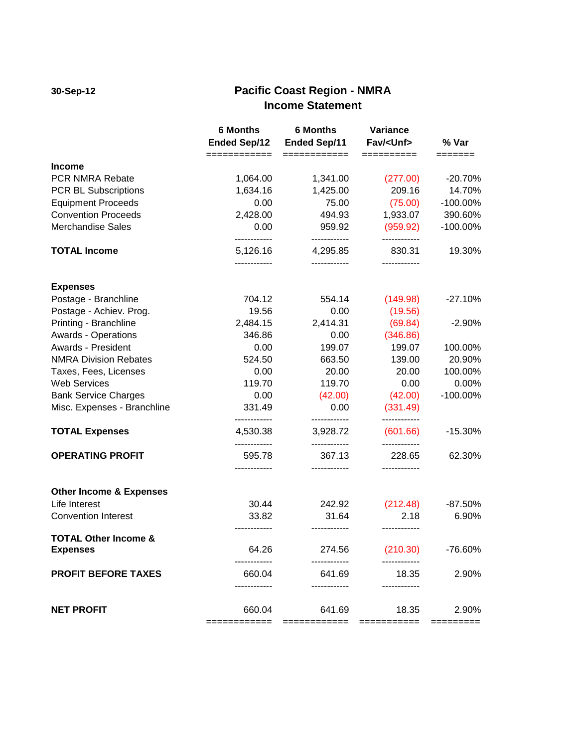30-Sep-12

# Pacific Coast Region - NMRA
## Income Statement

| | 6 Months Ended Sep/12 | 6 Months Ended Sep/11 | Variance Fav/<Unf> | % Var |
|---|---|---|---|---|
| **Income** | | | | |
| PCR NMRA Rebate | 1,064.00 | 1,341.00 | (277.00) | -20.70% |
| PCR BL Subscriptions | 1,634.16 | 1,425.00 | 209.16 | 14.70% |
| Equipment Proceeds | 0.00 | 75.00 | (75.00) | -100.00% |
| Convention Proceeds | 2,428.00 | 494.93 | 1,933.07 | 390.60% |
| Merchandise Sales | 0.00 | 959.92 | (959.92) | -100.00% |
| **TOTAL Income** | 5,126.16 | 4,295.85 | 830.31 | 19.30% |
| **Expenses** | | | | |
| Postage - Branchline | 704.12 | 554.14 | (149.98) | -27.10% |
| Postage - Achiev. Prog. | 19.56 | 0.00 | (19.56) | |
| Printing - Branchline | 2,484.15 | 2,414.31 | (69.84) | -2.90% |
| Awards - Operations | 346.86 | 0.00 | (346.86) | |
| Awards - President | 0.00 | 199.07 | 199.07 | 100.00% |
| NMRA Division Rebates | 524.50 | 663.50 | 139.00 | 20.90% |
| Taxes, Fees, Licenses | 0.00 | 20.00 | 20.00 | 100.00% |
| Web Services | 119.70 | 119.70 | 0.00 | 0.00% |
| Bank Service Charges | 0.00 | (42.00) | (42.00) | -100.00% |
| Misc. Expenses - Branchline | 331.49 | 0.00 | (331.49) | |
| **TOTAL Expenses** | 4,530.38 | 3,928.72 | (601.66) | -15.30% |
| **OPERATING PROFIT** | 595.78 | 367.13 | 228.65 | 62.30% |
| **Other Income & Expenses** | | | | |
| Life Interest | 30.44 | 242.92 | (212.48) | -87.50% |
| Convention Interest | 33.82 | 31.64 | 2.18 | 6.90% |
| **TOTAL Other Income & Expenses** | 64.26 | 274.56 | (210.30) | -76.60% |
| **PROFIT BEFORE TAXES** | 660.04 | 641.69 | 18.35 | 2.90% |
| **NET PROFIT** | 660.04 | 641.69 | 18.35 | 2.90% |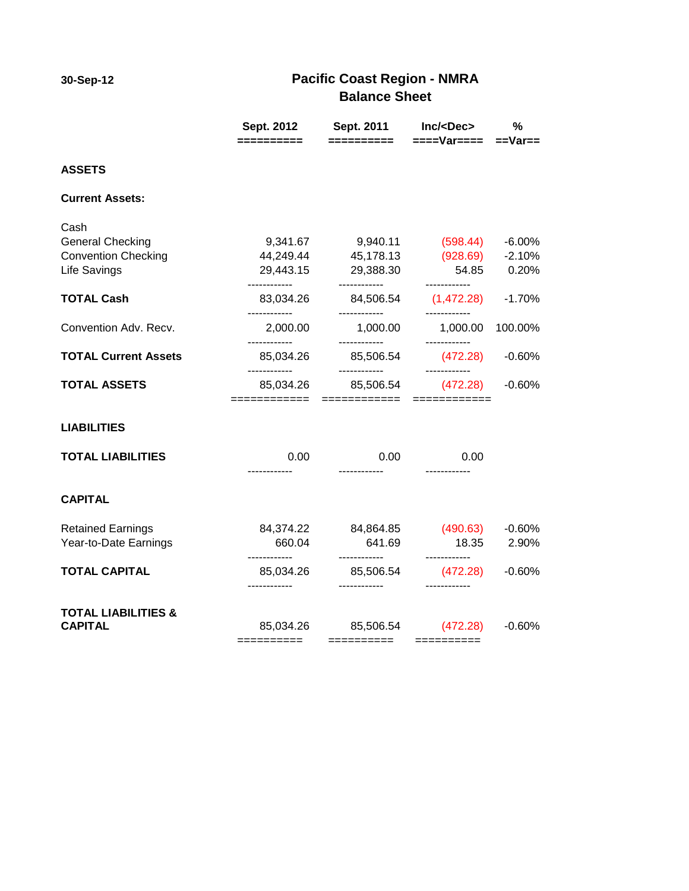30-Sep-12

# Pacific Coast Region - NMRA
## Balance Sheet

| | Sept. 2012 | Sept. 2011 | Inc/<Dec> Var | % Var |
|---|---|---|---|---|
| **ASSETS** | | | | |
| **Current Assets:** | | | | |
| Cash | | | | |
| General Checking | 9,341.67 | 9,940.11 | (598.44) | -6.00% |
| Convention Checking | 44,249.44 | 45,178.13 | (928.69) | -2.10% |
| Life Savings | 29,443.15 | 29,388.30 | 54.85 | 0.20% |
| **TOTAL Cash** | 83,034.26 | 84,506.54 | (1,472.28) | -1.70% |
| Convention Adv. Recv. | 2,000.00 | 1,000.00 | 1,000.00 | 100.00% |
| **TOTAL Current Assets** | 85,034.26 | 85,506.54 | (472.28) | -0.60% |
| **TOTAL ASSETS** | 85,034.26 | 85,506.54 | (472.28) | -0.60% |
| **LIABILITIES** | | | | |
| **TOTAL LIABILITIES** | 0.00 | 0.00 | 0.00 | |
| **CAPITAL** | | | | |
| Retained Earnings | 84,374.22 | 84,864.85 | (490.63) | -0.60% |
| Year-to-Date Earnings | 660.04 | 641.69 | 18.35 | 2.90% |
| **TOTAL CAPITAL** | 85,034.26 | 85,506.54 | (472.28) | -0.60% |
| **TOTAL LIABILITIES & CAPITAL** | 85,034.26 | 85,506.54 | (472.28) | -0.60% |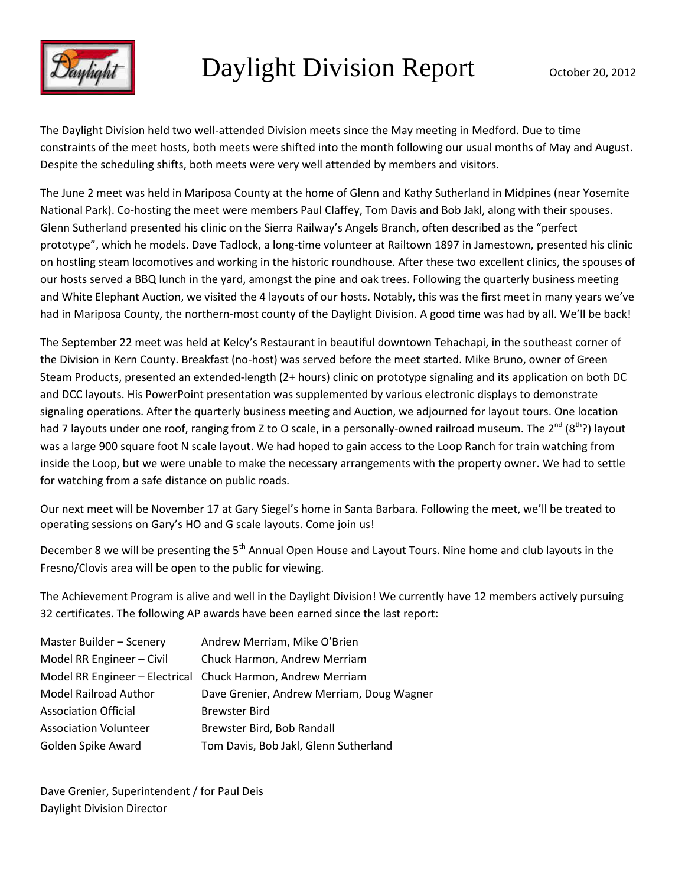# Daylight Division Report

October 20, 2012

The Daylight Division held two well-attended Division meets since the May meeting in Medford. Due to time constraints of the meet hosts, both meets were shifted into the month following our usual months of May and August. Despite the scheduling shifts, both meets were very well attended by members and visitors.

The June 2 meet was held in Mariposa County at the home of Glenn and Kathy Sutherland in Midpines (near Yosemite National Park). Co-hosting the meet were members Paul Claffey, Tom Davis and Bob Jakl, along with their spouses. Glenn Sutherland presented his clinic on the Sierra Railway's Angels Branch, often described as the "perfect prototype", which he models. Dave Tadlock, a long-time volunteer at Railtown 1897 in Jamestown, presented his clinic on hostling steam locomotives and working in the historic roundhouse. After these two excellent clinics, the spouses of our hosts served a BBQ lunch in the yard, amongst the pine and oak trees. Following the quarterly business meeting and White Elephant Auction, we visited the 4 layouts of our hosts. Notably, this was the first meet in many years we've had in Mariposa County, the northern-most county of the Daylight Division. A good time was had by all. We'll be back!

The September 22 meet was held at Kelcy's Restaurant in beautiful downtown Tehachapi, in the southeast corner of the Division in Kern County. Breakfast (no-host) was served before the meet started. Mike Bruno, owner of Green Steam Products, presented an extended-length (2+ hours) clinic on prototype signaling and its application on both DC and DCC layouts. His PowerPoint presentation was supplemented by various electronic displays to demonstrate signaling operations. After the quarterly business meeting and Auction, we adjourned for layout tours. One location had 7 layouts under one roof, ranging from Z to O scale, in a personally-owned railroad museum. The 2nd (8th?) layout was a large 900 square foot N scale layout. We had hoped to gain access to the Loop Ranch for train watching from inside the Loop, but we were unable to make the necessary arrangements with the property owner. We had to settle for watching from a safe distance on public roads.

Our next meet will be November 17 at Gary Siegel's home in Santa Barbara. Following the meet, we'll be treated to operating sessions on Gary's HO and G scale layouts. Come join us!

December 8 we will be presenting the 5th Annual Open House and Layout Tours. Nine home and club layouts in the Fresno/Clovis area will be open to the public for viewing.

The Achievement Program is alive and well in the Daylight Division! We currently have 12 members actively pursuing 32 certificates. The following AP awards have been earned since the last report:

| | |
|---|---|
| Master Builder – Scenery | Andrew Merriam, Mike O'Brien |
| Model RR Engineer – Civil | Chuck Harmon, Andrew Merriam |
| Model RR Engineer – Electrical | Chuck Harmon, Andrew Merriam |
| Model Railroad Author | Dave Grenier, Andrew Merriam, Doug Wagner |
| Association Official | Brewster Bird |
| Association Volunteer | Brewster Bird, Bob Randall |
| Golden Spike Award | Tom Davis, Bob Jakl, Glenn Sutherland |

Dave Grenier, Superintendent / for Paul Deis
Daylight Division Director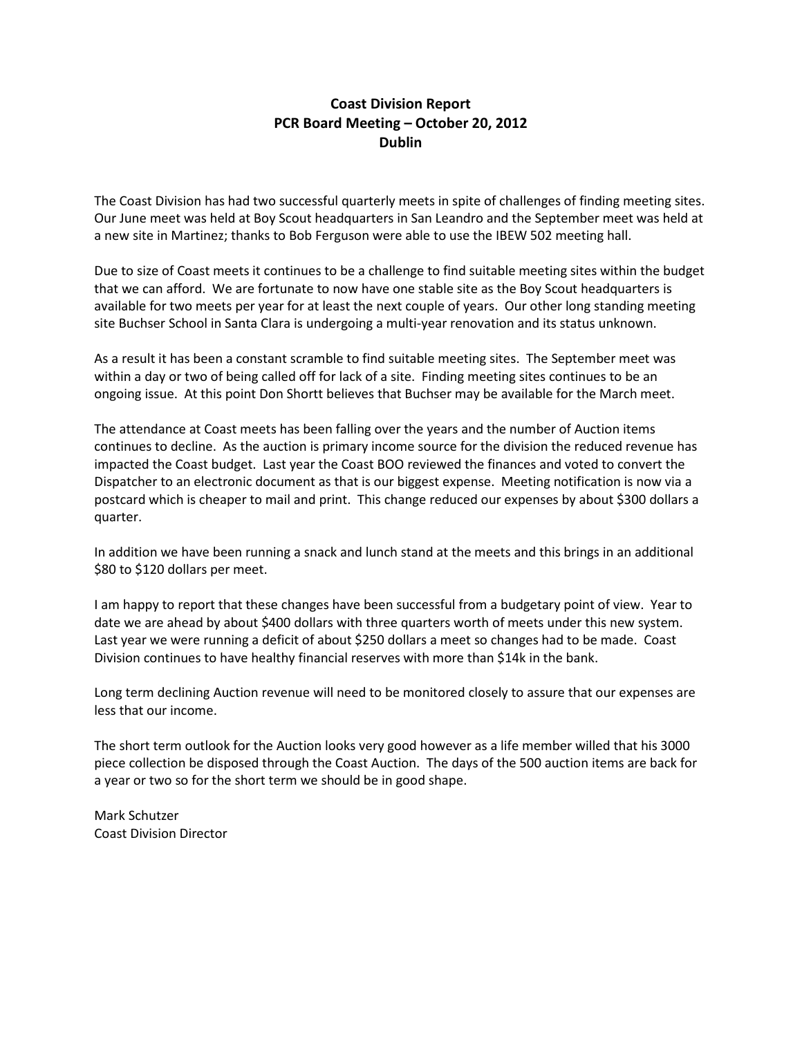# Coast Division Report
## PCR Board Meeting – October 20, 2012
## Dublin

The Coast Division has had two successful quarterly meets in spite of challenges of finding meeting sites. Our June meet was held at Boy Scout headquarters in San Leandro and the September meet was held at a new site in Martinez; thanks to Bob Ferguson were able to use the IBEW 502 meeting hall.

Due to size of Coast meets it continues to be a challenge to find suitable meeting sites within the budget that we can afford. We are fortunate to now have one stable site as the Boy Scout headquarters is available for two meets per year for at least the next couple of years. Our other long standing meeting site Buchser School in Santa Clara is undergoing a multi-year renovation and its status unknown.

As a result it has been a constant scramble to find suitable meeting sites. The September meet was within a day or two of being called off for lack of a site. Finding meeting sites continues to be an ongoing issue. At this point Don Shortt believes that Buchser may be available for the March meet.

The attendance at Coast meets has been falling over the years and the number of Auction items continues to decline. As the auction is primary income source for the division the reduced revenue has impacted the Coast budget. Last year the Coast BOO reviewed the finances and voted to convert the Dispatcher to an electronic document as that is our biggest expense. Meeting notification is now via a postcard which is cheaper to mail and print. This change reduced our expenses by about $300 dollars a quarter.

In addition we have been running a snack and lunch stand at the meets and this brings in an additional $80 to $120 dollars per meet.

I am happy to report that these changes have been successful from a budgetary point of view. Year to date we are ahead by about $400 dollars with three quarters worth of meets under this new system. Last year we were running a deficit of about $250 dollars a meet so changes had to be made. Coast Division continues to have healthy financial reserves with more than $14k in the bank.

Long term declining Auction revenue will need to be monitored closely to assure that our expenses are less that our income.

The short term outlook for the Auction looks very good however as a life member willed that his 3000 piece collection be disposed through the Coast Auction. The days of the 500 auction items are back for a year or two so for the short term we should be in good shape.

Mark Schutzer
Coast Division Director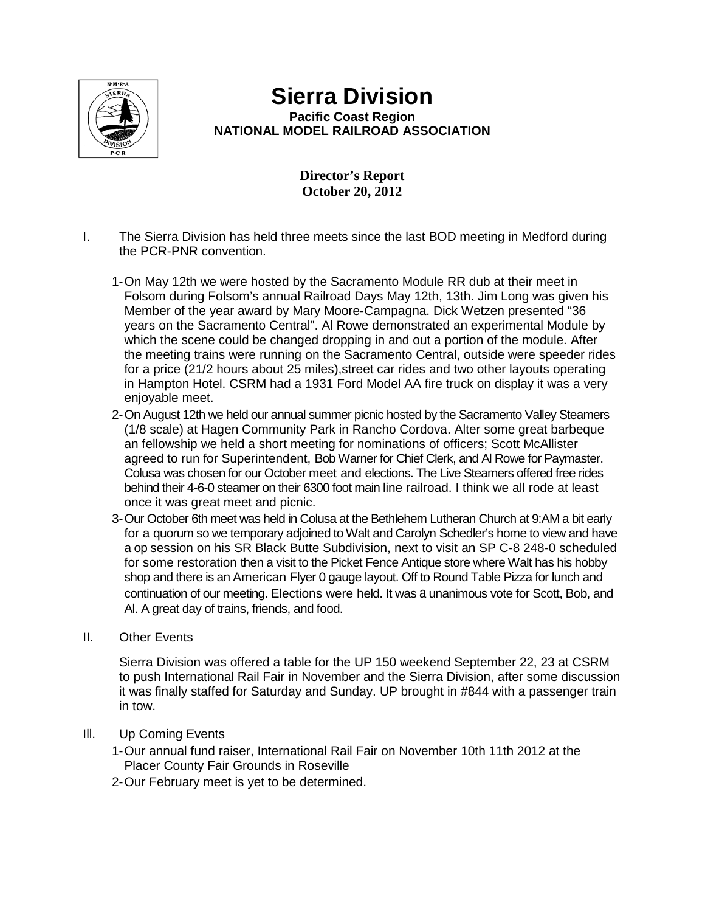# Sierra Division

**Pacific Coast Region**
**NATIONAL MODEL RAILROAD ASSOCIATION**

**Director's Report**
**October 20, 2012**

I. The Sierra Division has held three meets since the last BOD meeting in Medford during the PCR-PNR convention.

1- On May 12th we were hosted by the Sacramento Module RR dub at their meet in Folsom during Folsom's annual Railroad Days May 12th, 13th. Jim Long was given his Member of the year award by Mary Moore-Campagna. Dick Wetzen presented "36 years on the Sacramento Central". Al Rowe demonstrated an experimental Module by which the scene could be changed dropping in and out a portion of the module. After the meeting trains were running on the Sacramento Central, outside were speeder rides for a price (21/2 hours about 25 miles),street car rides and two other layouts operating in Hampton Hotel. CSRM had a 1931 Ford Model AA fire truck on display it was a very enjoyable meet.

2- On August 12th we held our annual summer picnic hosted by the Sacramento Valley Steamers (1/8 scale) at Hagen Community Park in Rancho Cordova. Alter some great barbeque an fellowship we held a short meeting for nominations of officers; Scott McAllister agreed to run for Superintendent, Bob Warner for Chief Clerk, and Al Rowe for Paymaster. Colusa was chosen for our October meet and elections. The Live Steamers offered free rides behind their 4-6-0 steamer on their 6300 foot main line railroad. I think we all rode at least once it was great meet and picnic.

3- Our October 6th meet was held in Colusa at the Bethlehem Lutheran Church at 9:AM a bit early for a quorum so we temporary adjoined to Walt and Carolyn Schedler's home to view and have a op session on his SR Black Butte Subdivision, next to visit an SP C-8 248-0 scheduled for some restoration then a visit to the Picket Fence Antique store where Walt has his hobby shop and there is an American Flyer 0 gauge layout. Off to Round Table Pizza for lunch and continuation of our meeting. Elections were held. It was a unanimous vote for Scott, Bob, and Al. A great day of trains, friends, and food.

II. Other Events

Sierra Division was offered a table for the UP 150 weekend September 22, 23 at CSRM to push International Rail Fair in November and the Sierra Division, after some discussion it was finally staffed for Saturday and Sunday. UP brought in #844 with a passenger train in tow.

III. Up Coming Events

1- Our annual fund raiser, International Rail Fair on November 10th 11th 2012 at the Placer County Fair Grounds in Roseville

2- Our February meet is yet to be determined.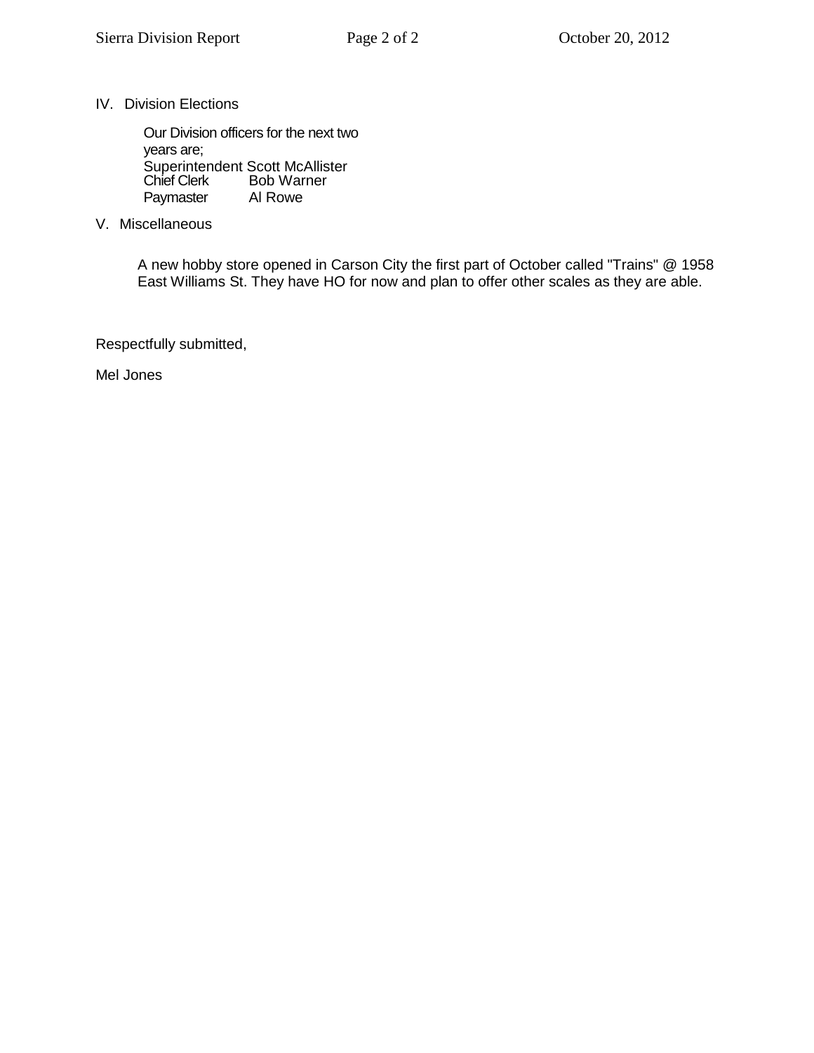## IV. Division Elections

Our Division officers for the next two years are;

| | |
|---|---|
| Superintendent | Scott McAllister |
| Chief Clerk | Bob Warner |
| Paymaster | Al Rowe |

## V. Miscellaneous

A new hobby store opened in Carson City the first part of October called "Trains" @ 1958 East Williams St. They have HO for now and plan to offer other scales as they are able.

Respectfully submitted,

Mel Jones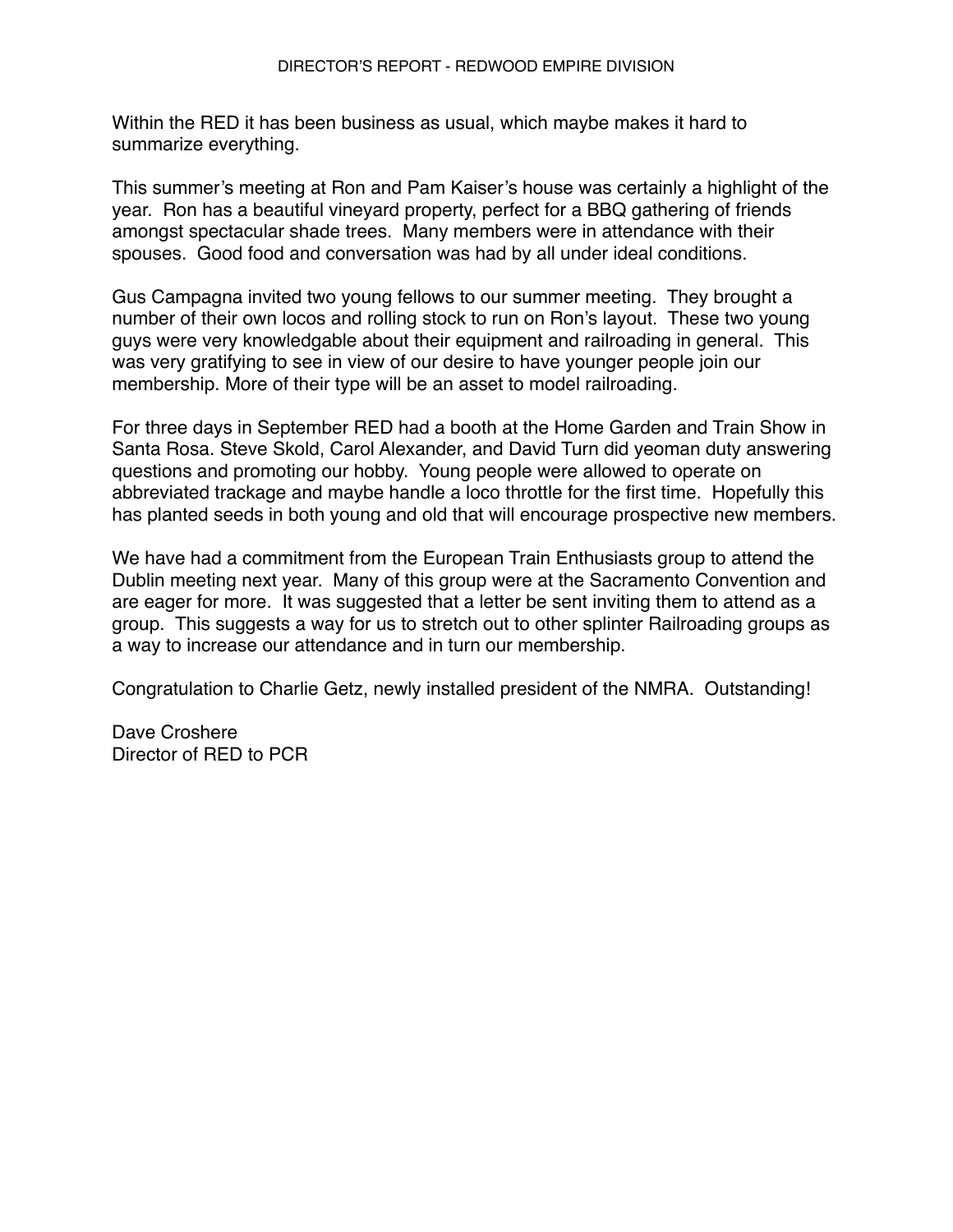# DIRECTOR'S REPORT - REDWOOD EMPIRE DIVISION

Within the RED it has been business as usual, which maybe makes it hard to summarize everything.

This summer's meeting at Ron and Pam Kaiser's house was certainly a highlight of the year. Ron has a beautiful vineyard property, perfect for a BBQ gathering of friends amongst spectacular shade trees. Many members were in attendance with their spouses. Good food and conversation was had by all under ideal conditions.

Gus Campagna invited two young fellows to our summer meeting. They brought a number of their own locos and rolling stock to run on Ron's layout. These two young guys were very knowledgable about their equipment and railroading in general. This was very gratifying to see in view of our desire to have younger people join our membership. More of their type will be an asset to model railroading.

For three days in September RED had a booth at the Home Garden and Train Show in Santa Rosa. Steve Skold, Carol Alexander, and David Turn did yeoman duty answering questions and promoting our hobby. Young people were allowed to operate on abbreviated trackage and maybe handle a loco throttle for the first time. Hopefully this has planted seeds in both young and old that will encourage prospective new members.

We have had a commitment from the European Train Enthusiasts group to attend the Dublin meeting next year. Many of this group were at the Sacramento Convention and are eager for more. It was suggested that a letter be sent inviting them to attend as a group. This suggests a way for us to stretch out to other splinter Railroading groups as a way to increase our attendance and in turn our membership.

Congratulation to Charlie Getz, newly installed president of the NMRA. Outstanding!

Dave Croshere
Director of RED to PCR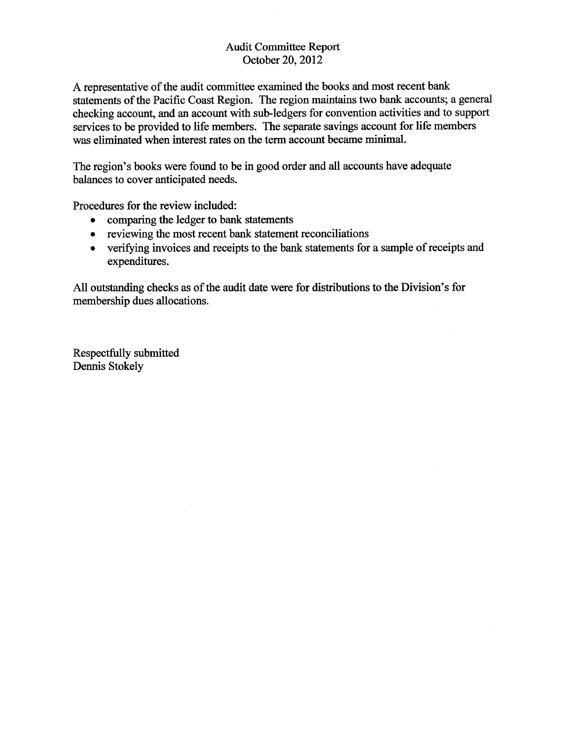# Audit Committee Report
October 20, 2012

A representative of the audit committee examined the books and most recent bank statements of the Pacific Coast Region. The region maintains two bank accounts; a general checking account, and an account with sub-ledgers for convention activities and to support services to be provided to life members. The separate savings account for life members was eliminated when interest rates on the term account became minimal.

The region's books were found to be in good order and all accounts have adequate balances to cover anticipated needs.

Procedures for the review included:

- comparing the ledger to bank statements
- reviewing the most recent bank statement reconciliations
- verifying invoices and receipts to the bank statements for a sample of receipts and expenditures.

All outstanding checks as of the audit date were for distributions to the Division's for membership dues allocations.

Respectfully submitted
Dennis Stokely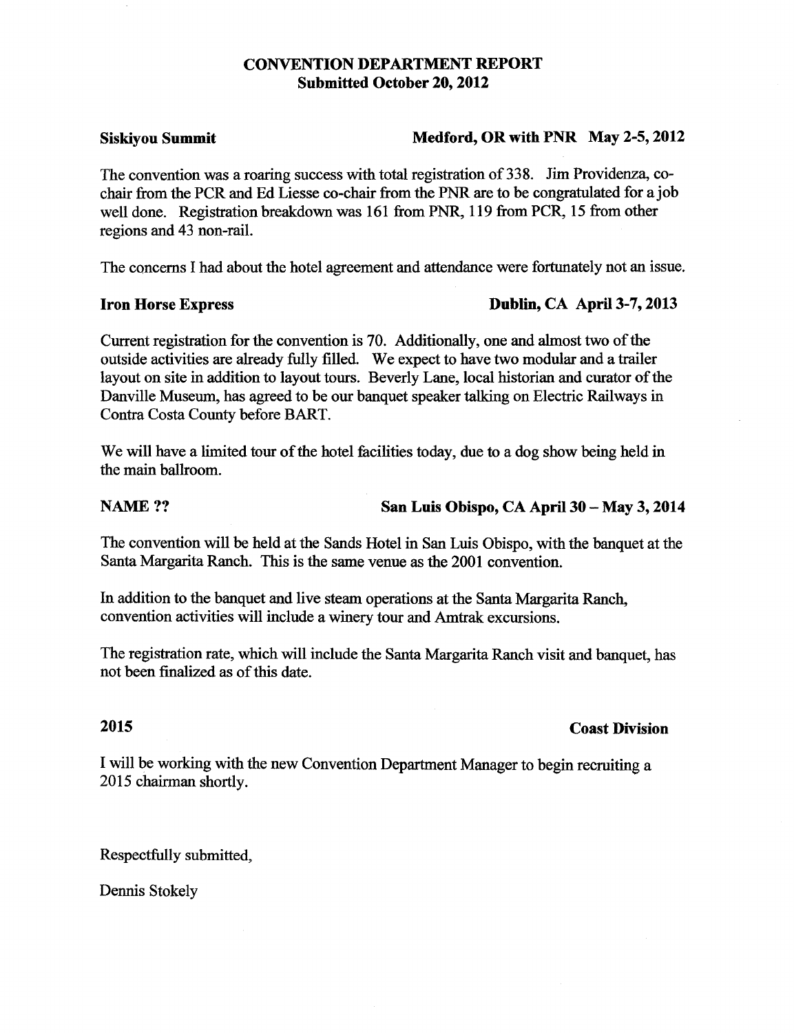# CONVENTION DEPARTMENT REPORT
**Submitted October 20, 2012**

**Siskiyou Summit** **Medford, OR with PNR May 2-5, 2012**

The convention was a roaring success with total registration of 338. Jim Providenza, co-chair from the PCR and Ed Liesse co-chair from the PNR are to be congratulated for a job well done. Registration breakdown was 161 from PNR, 119 from PCR, 15 from other regions and 43 non-rail.

The concerns I had about the hotel agreement and attendance were fortunately not an issue.

**Iron Horse Express** **Dublin, CA April 3-7, 2013**

Current registration for the convention is 70. Additionally, one and almost two of the outside activities are already fully filled. We expect to have two modular and a trailer layout on site in addition to layout tours. Beverly Lane, local historian and curator of the Danville Museum, has agreed to be our banquet speaker talking on Electric Railways in Contra Costa County before BART.

We will have a limited tour of the hotel facilities today, due to a dog show being held in the main ballroom.

**NAME ??** **San Luis Obispo, CA April 30 – May 3, 2014**

The convention will be held at the Sands Hotel in San Luis Obispo, with the banquet at the Santa Margarita Ranch. This is the same venue as the 2001 convention.

In addition to the banquet and live steam operations at the Santa Margarita Ranch, convention activities will include a winery tour and Amtrak excursions.

The registration rate, which will include the Santa Margarita Ranch visit and banquet, has not been finalized as of this date.

**2015** **Coast Division**

I will be working with the new Convention Department Manager to begin recruiting a 2015 chairman shortly.

Respectfully submitted,

Dennis Stokely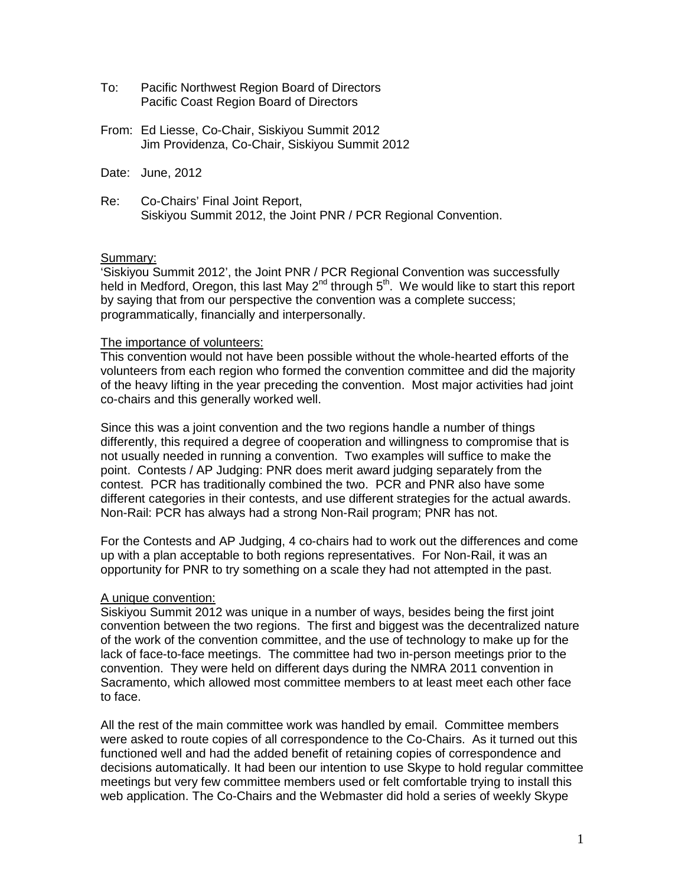To: Pacific Northwest Region Board of Directors
Pacific Coast Region Board of Directors

From: Ed Liesse, Co-Chair, Siskiyou Summit 2012
Jim Providenza, Co-Chair, Siskiyou Summit 2012

Date: June, 2012

Re: Co-Chairs' Final Joint Report,
Siskiyou Summit 2012, the Joint PNR / PCR Regional Convention.

## Summary:

'Siskiyou Summit 2012', the Joint PNR / PCR Regional Convention was successfully held in Medford, Oregon, this last May 2nd through 5th. We would like to start this report by saying that from our perspective the convention was a complete success; programmatically, financially and interpersonally.

## The importance of volunteers:

This convention would not have been possible without the whole-hearted efforts of the volunteers from each region who formed the convention committee and did the majority of the heavy lifting in the year preceding the convention. Most major activities had joint co-chairs and this generally worked well.

Since this was a joint convention and the two regions handle a number of things differently, this required a degree of cooperation and willingness to compromise that is not usually needed in running a convention. Two examples will suffice to make the point. Contests / AP Judging: PNR does merit award judging separately from the contest. PCR has traditionally combined the two. PCR and PNR also have some different categories in their contests, and use different strategies for the actual awards. Non-Rail: PCR has always had a strong Non-Rail program; PNR has not.

For the Contests and AP Judging, 4 co-chairs had to work out the differences and come up with a plan acceptable to both regions representatives. For Non-Rail, it was an opportunity for PNR to try something on a scale they had not attempted in the past.

## A unique convention:

Siskiyou Summit 2012 was unique in a number of ways, besides being the first joint convention between the two regions. The first and biggest was the decentralized nature of the work of the convention committee, and the use of technology to make up for the lack of face-to-face meetings. The committee had two in-person meetings prior to the convention. They were held on different days during the NMRA 2011 convention in Sacramento, which allowed most committee members to at least meet each other face to face.

All the rest of the main committee work was handled by email. Committee members were asked to route copies of all correspondence to the Co-Chairs. As it turned out this functioned well and had the added benefit of retaining copies of correspondence and decisions automatically. It had been our intention to use Skype to hold regular committee meetings but very few committee members used or felt comfortable trying to install this web application. The Co-Chairs and the Webmaster did hold a series of weekly Skype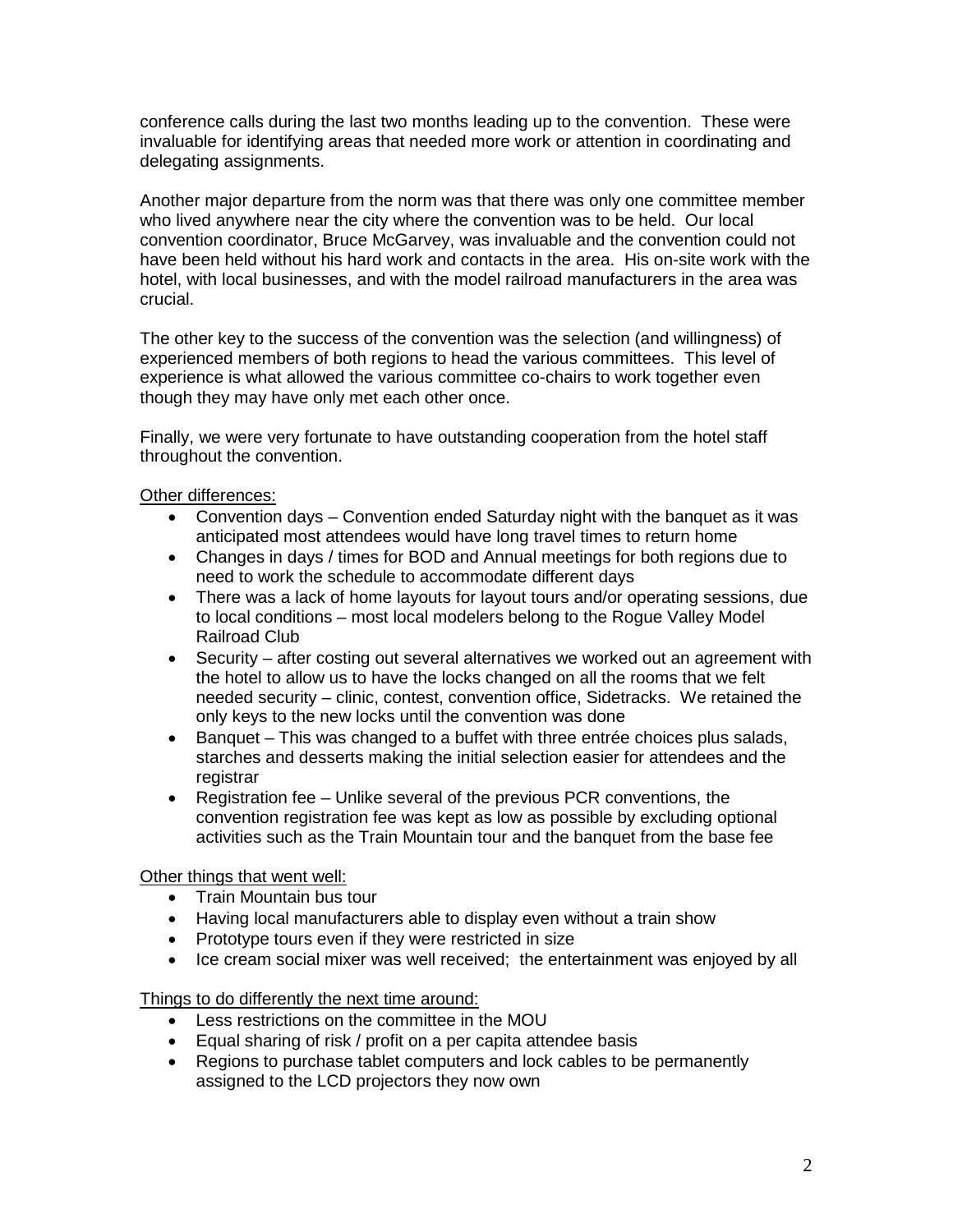conference calls during the last two months leading up to the convention. These were invaluable for identifying areas that needed more work or attention in coordinating and delegating assignments.

Another major departure from the norm was that there was only one committee member who lived anywhere near the city where the convention was to be held. Our local convention coordinator, Bruce McGarvey, was invaluable and the convention could not have been held without his hard work and contacts in the area. His on-site work with the hotel, with local businesses, and with the model railroad manufacturers in the area was crucial.

The other key to the success of the convention was the selection (and willingness) of experienced members of both regions to head the various committees. This level of experience is what allowed the various committee co-chairs to work together even though they may have only met each other once.

Finally, we were very fortunate to have outstanding cooperation from the hotel staff throughout the convention.

<u>Other differences:</u>

- Convention days – Convention ended Saturday night with the banquet as it was anticipated most attendees would have long travel times to return home
- Changes in days / times for BOD and Annual meetings for both regions due to need to work the schedule to accommodate different days
- There was a lack of home layouts for layout tours and/or operating sessions, due to local conditions – most local modelers belong to the Rogue Valley Model Railroad Club
- Security – after costing out several alternatives we worked out an agreement with the hotel to allow us to have the locks changed on all the rooms that we felt needed security – clinic, contest, convention office, Sidetracks. We retained the only keys to the new locks until the convention was done
- Banquet – This was changed to a buffet with three entrée choices plus salads, starches and desserts making the initial selection easier for attendees and the registrar
- Registration fee – Unlike several of the previous PCR conventions, the convention registration fee was kept as low as possible by excluding optional activities such as the Train Mountain tour and the banquet from the base fee

<u>Other things that went well:</u>

- Train Mountain bus tour
- Having local manufacturers able to display even without a train show
- Prototype tours even if they were restricted in size
- Ice cream social mixer was well received; the entertainment was enjoyed by all

<u>Things to do differently the next time around:</u>

- Less restrictions on the committee in the MOU
- Equal sharing of risk / profit on a per capita attendee basis
- Regions to purchase tablet computers and lock cables to be permanently assigned to the LCD projectors they now own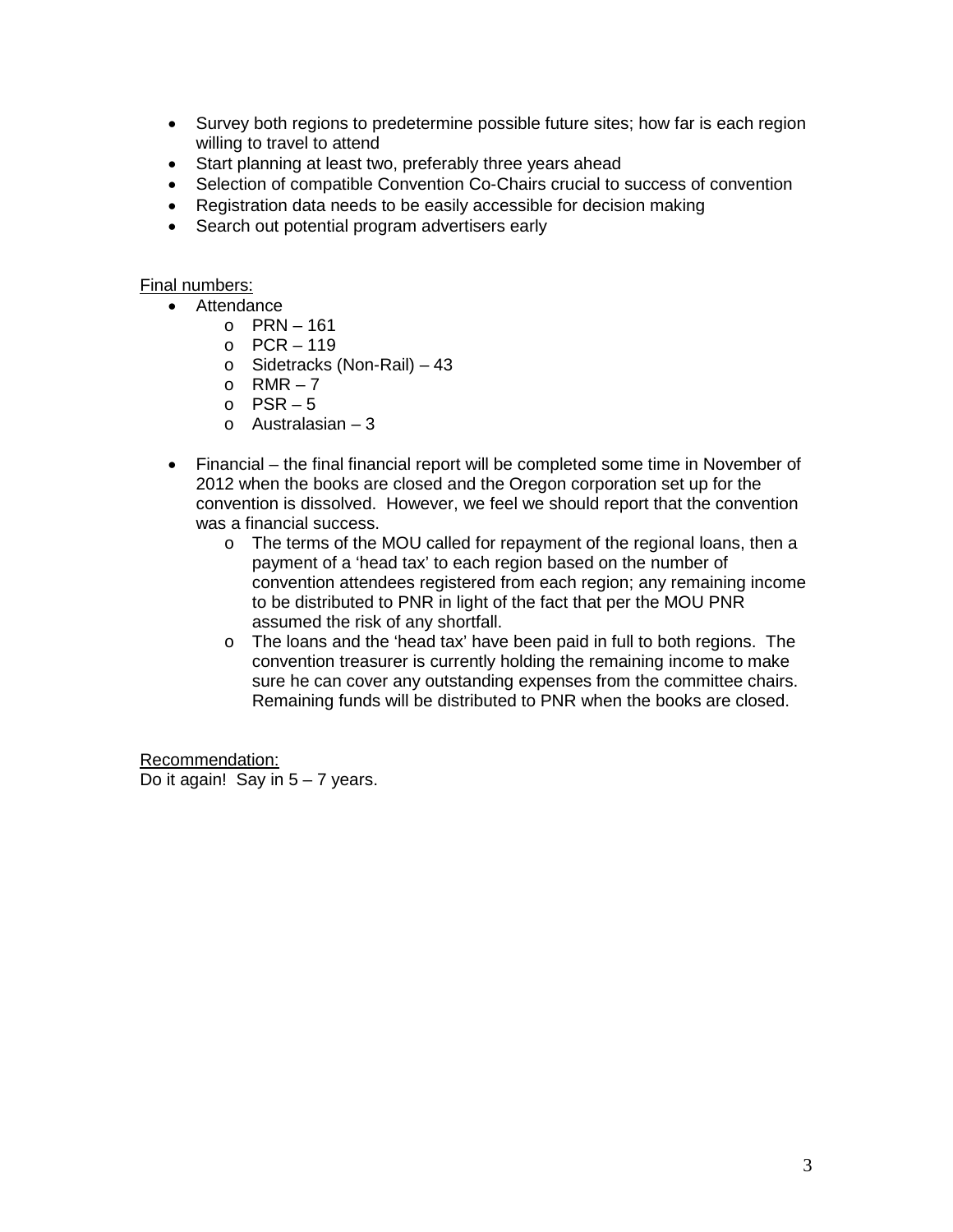- Survey both regions to predetermine possible future sites; how far is each region willing to travel to attend
- Start planning at least two, preferably three years ahead
- Selection of compatible Convention Co-Chairs crucial to success of convention
- Registration data needs to be easily accessible for decision making
- Search out potential program advertisers early

<u>Final numbers:</u>

- Attendance
  - PRN – 161
  - PCR – 119
  - Sidetracks (Non-Rail) – 43
  - RMR – 7
  - PSR – 5
  - Australasian – 3
- Financial – the final financial report will be completed some time in November of 2012 when the books are closed and the Oregon corporation set up for the convention is dissolved. However, we feel we should report that the convention was a financial success.
  - The terms of the MOU called for repayment of the regional loans, then a payment of a 'head tax' to each region based on the number of convention attendees registered from each region; any remaining income to be distributed to PNR in light of the fact that per the MOU PNR assumed the risk of any shortfall.
  - The loans and the 'head tax' have been paid in full to both regions. The convention treasurer is currently holding the remaining income to make sure he can cover any outstanding expenses from the committee chairs. Remaining funds will be distributed to PNR when the books are closed.

<u>Recommendation:</u>
Do it again! Say in 5 – 7 years.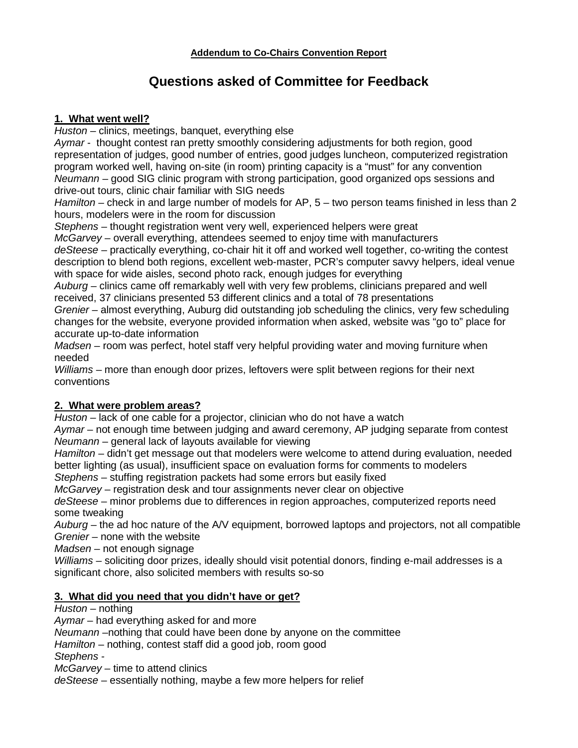**Addendum to Co-Chairs Convention Report**

# Questions asked of Committee for Feedback

**1. What went well?**

*Huston* – clinics, meetings, banquet, everything else
*Aymar* - thought contest ran pretty smoothly considering adjustments for both region, good representation of judges, good number of entries, good judges luncheon, computerized registration program worked well, having on-site (in room) printing capacity is a "must" for any convention
*Neumann* – good SIG clinic program with strong participation, good organized ops sessions and drive-out tours, clinic chair familiar with SIG needs
*Hamilton* – check in and large number of models for AP, 5 – two person teams finished in less than 2 hours, modelers were in the room for discussion
*Stephens* – thought registration went very well, experienced helpers were great
*McGarvey* – overall everything, attendees seemed to enjoy time with manufacturers
*deSteese* – practically everything, co-chair hit it off and worked well together, co-writing the contest description to blend both regions, excellent web-master, PCR's computer savvy helpers, ideal venue with space for wide aisles, second photo rack, enough judges for everything
*Auburg* – clinics came off remarkably well with very few problems, clinicians prepared and well received, 37 clinicians presented 53 different clinics and a total of 78 presentations
*Grenier* – almost everything, Auburg did outstanding job scheduling the clinics, very few scheduling changes for the website, everyone provided information when asked, website was "go to" place for accurate up-to-date information
*Madsen* – room was perfect, hotel staff very helpful providing water and moving furniture when needed
*Williams* – more than enough door prizes, leftovers were split between regions for their next conventions

**2. What were problem areas?**

*Huston* – lack of one cable for a projector, clinician who do not have a watch
*Aymar* – not enough time between judging and award ceremony, AP judging separate from contest
*Neumann* – general lack of layouts available for viewing
*Hamilton* – didn't get message out that modelers were welcome to attend during evaluation, needed better lighting (as usual), insufficient space on evaluation forms for comments to modelers
*Stephens* – stuffing registration packets had some errors but easily fixed
*McGarvey* – registration desk and tour assignments never clear on objective
*deSteese* – minor problems due to differences in region approaches, computerized reports need some tweaking
*Auburg* – the ad hoc nature of the A/V equipment, borrowed laptops and projectors, not all compatible
*Grenier* – none with the website
*Madsen* – not enough signage
*Williams* – soliciting door prizes, ideally should visit potential donors, finding e-mail addresses is a significant chore, also solicited members with results so-so

**3. What did you need that you didn't have or get?**

*Huston* – nothing
*Aymar* – had everything asked for and more
*Neumann* –nothing that could have been done by anyone on the committee
*Hamilton* – nothing, contest staff did a good job, room good
*Stephens* -
*McGarvey* – time to attend clinics
*deSteese* – essentially nothing, maybe a few more helpers for relief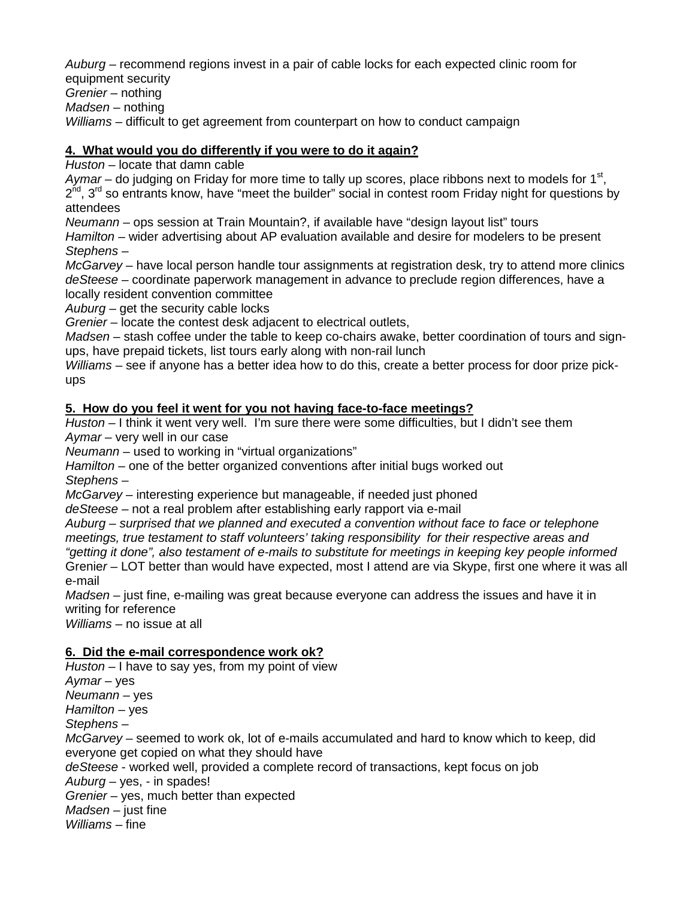*Auburg* – recommend regions invest in a pair of cable locks for each expected clinic room for equipment security
*Grenier* – nothing
*Madsen* – nothing
*Williams* – difficult to get agreement from counterpart on how to conduct campaign

**4. What would you do differently if you were to do it again?**

*Huston* – locate that damn cable
*Aymar* – do judging on Friday for more time to tally up scores, place ribbons next to models for 1st, 2nd, 3rd so entrants know, have "meet the builder" social in contest room Friday night for questions by attendees
*Neumann* – ops session at Train Mountain?, if available have "design layout list" tours
*Hamilton* – wider advertising about AP evaluation available and desire for modelers to be present
*Stephens* –
*McGarvey* – have local person handle tour assignments at registration desk, try to attend more clinics
*deSteese* – coordinate paperwork management in advance to preclude region differences, have a locally resident convention committee
*Auburg* – get the security cable locks
*Grenier* – locate the contest desk adjacent to electrical outlets,
*Madsen* – stash coffee under the table to keep co-chairs awake, better coordination of tours and sign-ups, have prepaid tickets, list tours early along with non-rail lunch
*Williams* – see if anyone has a better idea how to do this, create a better process for door prize pick-ups

**5. How do you feel it went for you not having face-to-face meetings?**

*Huston* – I think it went very well. I'm sure there were some difficulties, but I didn't see them
*Aymar* – very well in our case
*Neumann* – used to working in "virtual organizations"
*Hamilton* – one of the better organized conventions after initial bugs worked out
*Stephens* –
*McGarvey* – interesting experience but manageable, if needed just phoned
*deSteese* – not a real problem after establishing early rapport via e-mail
*Auburg – surprised that we planned and executed a convention without face to face or telephone meetings, true testament to staff volunteers' taking responsibility for their respective areas and "getting it done", also testament of e-mails to substitute for meetings in keeping key people informed*
Grenier – LOT better than would have expected, most I attend are via Skype, first one where it was all e-mail
*Madsen* – just fine, e-mailing was great because everyone can address the issues and have it in writing for reference
*Williams* – no issue at all

**6. Did the e-mail correspondence work ok?**

*Huston* – I have to say yes, from my point of view
*Aymar* – yes
*Neumann* – yes
*Hamilton* – yes
*Stephens* –
*McGarvey* – seemed to work ok, lot of e-mails accumulated and hard to know which to keep, did everyone get copied on what they should have
*deSteese* - worked well, provided a complete record of transactions, kept focus on job
*Auburg* – yes, - in spades!
*Grenier* – yes, much better than expected
*Madsen* – just fine
*Williams* – fine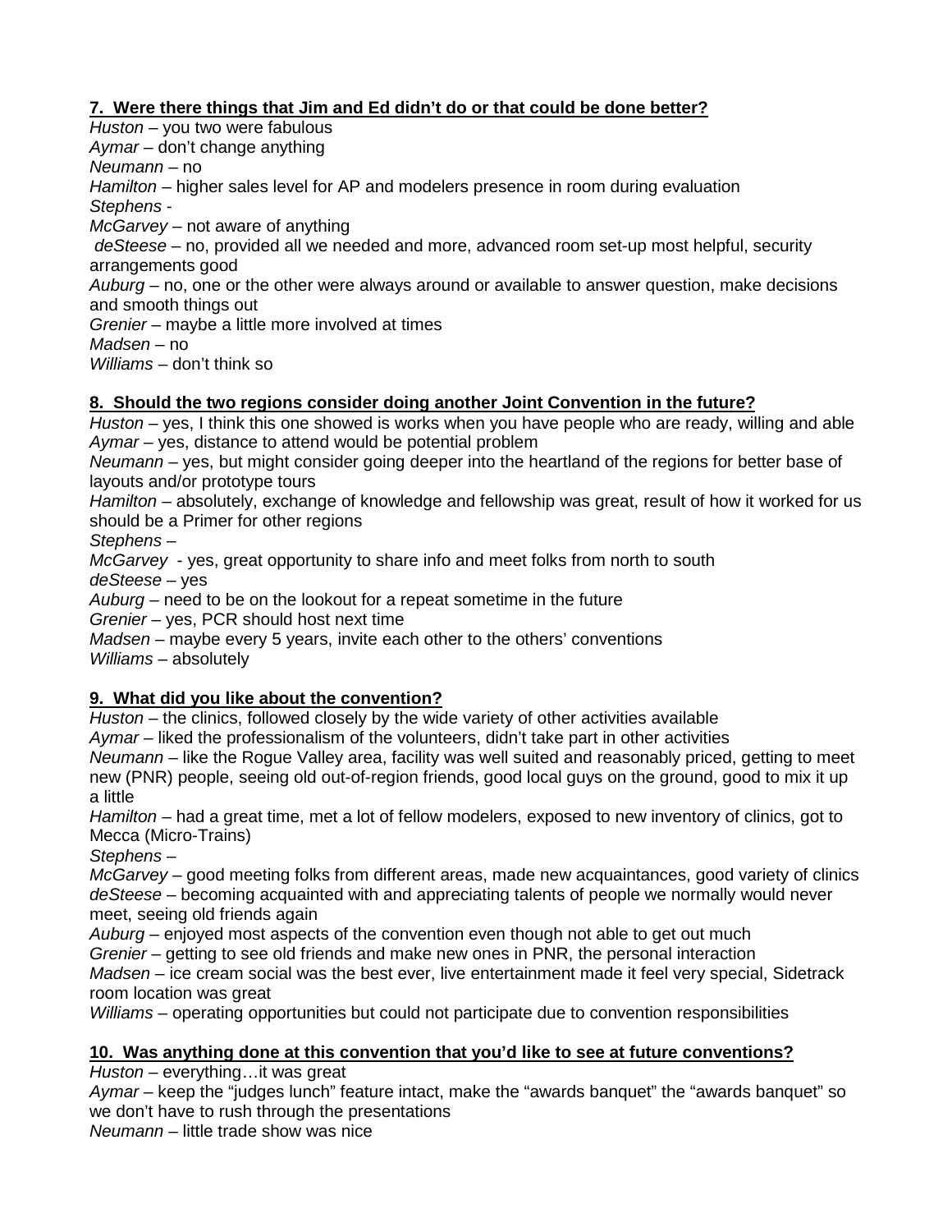**7. Were there things that Jim and Ed didn't do or that could be done better?**

*Huston* – you two were fabulous
*Aymar* – don't change anything
*Neumann* – no
*Hamilton* – higher sales level for AP and modelers presence in room during evaluation
*Stephens* -
*McGarvey* – not aware of anything
*deSteese* – no, provided all we needed and more, advanced room set-up most helpful, security arrangements good
*Auburg* – no, one or the other were always around or available to answer question, make decisions and smooth things out
*Grenier* – maybe a little more involved at times
*Madsen* – no
*Williams* – don't think so

**8. Should the two regions consider doing another Joint Convention in the future?**

*Huston* – yes, I think this one showed is works when you have people who are ready, willing and able
*Aymar* – yes, distance to attend would be potential problem
*Neumann* – yes, but might consider going deeper into the heartland of the regions for better base of layouts and/or prototype tours
*Hamilton* – absolutely, exchange of knowledge and fellowship was great, result of how it worked for us should be a Primer for other regions
*Stephens* –
*McGarvey* - yes, great opportunity to share info and meet folks from north to south
*deSteese* – yes
*Auburg* – need to be on the lookout for a repeat sometime in the future
*Grenier* – yes, PCR should host next time
*Madsen* – maybe every 5 years, invite each other to the others' conventions
*Williams* – absolutely

**9. What did you like about the convention?**

*Huston* – the clinics, followed closely by the wide variety of other activities available
*Aymar* – liked the professionalism of the volunteers, didn't take part in other activities
*Neumann* – like the Rogue Valley area, facility was well suited and reasonably priced, getting to meet new (PNR) people, seeing old out-of-region friends, good local guys on the ground, good to mix it up a little
*Hamilton* – had a great time, met a lot of fellow modelers, exposed to new inventory of clinics, got to Mecca (Micro-Trains)
*Stephens* –
*McGarvey* – good meeting folks from different areas, made new acquaintances, good variety of clinics
*deSteese* – becoming acquainted with and appreciating talents of people we normally would never meet, seeing old friends again
*Auburg* – enjoyed most aspects of the convention even though not able to get out much
*Grenier* – getting to see old friends and make new ones in PNR, the personal interaction
*Madsen* – ice cream social was the best ever, live entertainment made it feel very special, Sidetrack room location was great
*Williams* – operating opportunities but could not participate due to convention responsibilities

**10. Was anything done at this convention that you'd like to see at future conventions?**

*Huston* – everything…it was great
*Aymar* – keep the "judges lunch" feature intact, make the "awards banquet" the "awards banquet" so we don't have to rush through the presentations
*Neumann* – little trade show was nice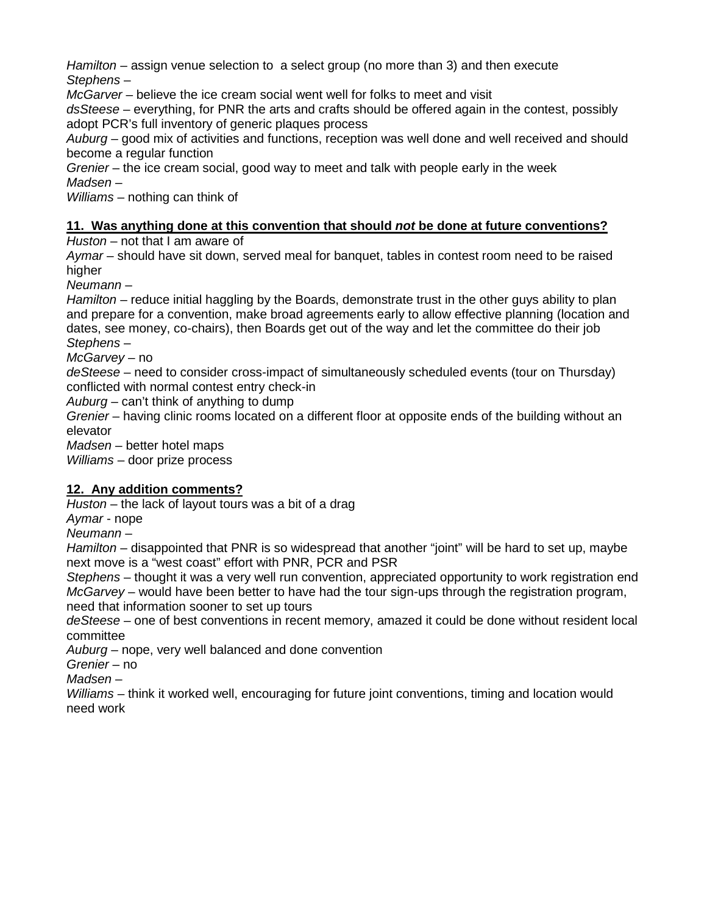*Hamilton* – assign venue selection to  a select group (no more than 3) and then execute
*Stephens* –
*McGarver* – believe the ice cream social went well for folks to meet and visit
*dsSteese* – everything, for PNR the arts and crafts should be offered again in the contest, possibly adopt PCR's full inventory of generic plaques process
*Auburg* – good mix of activities and functions, reception was well done and well received and should become a regular function
*Grenier* – the ice cream social, good way to meet and talk with people early in the week
*Madsen* –
*Williams* – nothing can think of

**<u>11.  Was anything done at this convention that should *not* be done at future conventions?</u>**

*Huston* – not that I am aware of
*Aymar* – should have sit down, served meal for banquet, tables in contest room need to be raised higher
*Neumann* –
*Hamilton* – reduce initial haggling by the Boards, demonstrate trust in the other guys ability to plan and prepare for a convention, make broad agreements early to allow effective planning (location and dates, see money, co-chairs), then Boards get out of the way and let the committee do their job
*Stephens* –
*McGarvey* – no
*deSteese* – need to consider cross-impact of simultaneously scheduled events (tour on Thursday) conflicted with normal contest entry check-in
*Auburg* – can't think of anything to dump
*Grenier* – having clinic rooms located on a different floor at opposite ends of the building without an elevator
*Madsen* – better hotel maps
*Williams* – door prize process

**<u>12.  Any addition comments?</u>**

*Huston* – the lack of layout tours was a bit of a drag
*Aymar* - nope
*Neumann* –
*Hamilton* – disappointed that PNR is so widespread that another "joint" will be hard to set up, maybe next move is a "west coast" effort with PNR, PCR and PSR
*Stephens* – thought it was a very well run convention, appreciated opportunity to work registration end
*McGarvey* – would have been better to have had the tour sign-ups through the registration program, need that information sooner to set up tours
*deSteese* – one of best conventions in recent memory, amazed it could be done without resident local committee
*Auburg* – nope, very well balanced and done convention
*Grenier* – no
*Madsen* –
*Williams* – think it worked well, encouraging for future joint conventions, timing and location would need work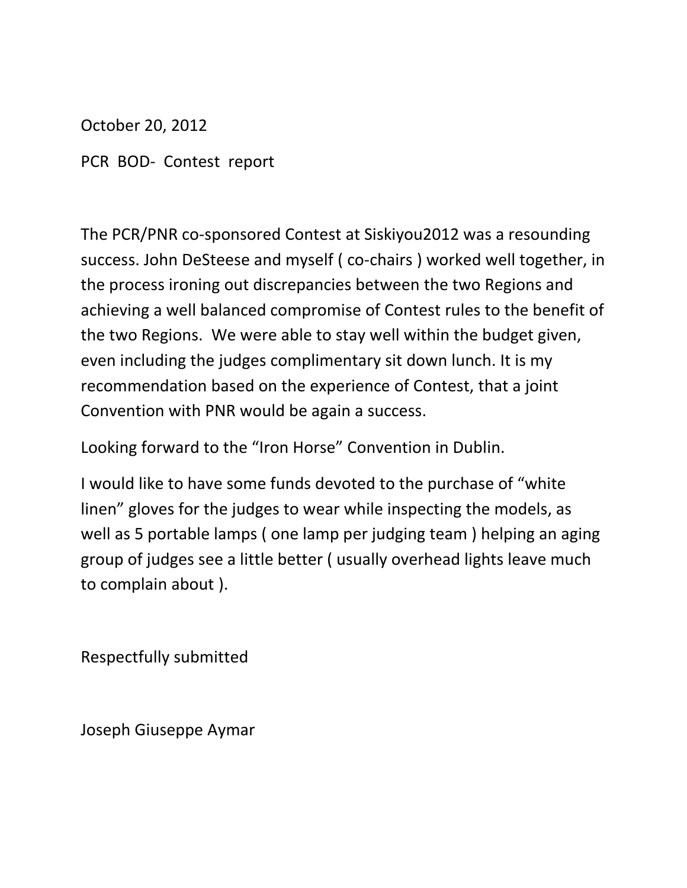October 20, 2012

PCR BOD- Contest report

The PCR/PNR co-sponsored Contest at Siskiyou2012 was a resounding success. John DeSteese and myself ( co-chairs ) worked well together, in the process ironing out discrepancies between the two Regions and achieving a well balanced compromise of Contest rules to the benefit of the two Regions. We were able to stay well within the budget given, even including the judges complimentary sit down lunch. It is my recommendation based on the experience of Contest, that a joint Convention with PNR would be again a success.

Looking forward to the "Iron Horse" Convention in Dublin.

I would like to have some funds devoted to the purchase of "white linen" gloves for the judges to wear while inspecting the models, as well as 5 portable lamps ( one lamp per judging team ) helping an aging group of judges see a little better ( usually overhead lights leave much to complain about ).

Respectfully submitted

Joseph Giuseppe Aymar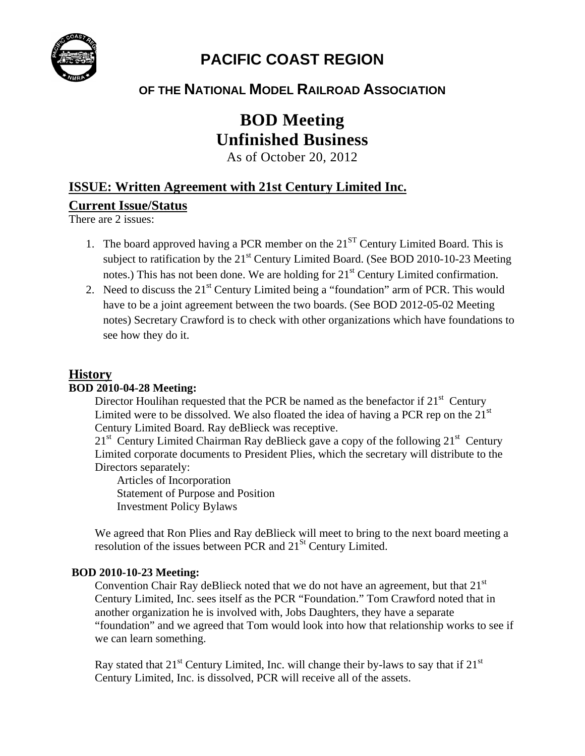# PACIFIC COAST REGION

## OF THE NATIONAL MODEL RAILROAD ASSOCIATION

# BOD Meeting
# Unfinished Business

As of October 20, 2012

## ISSUE: Written Agreement with 21st Century Limited Inc.

### Current Issue/Status

There are 2 issues:

1. The board approved having a PCR member on the 21ST Century Limited Board. This is subject to ratification by the 21st Century Limited Board. (See BOD 2010-10-23 Meeting notes.) This has not been done. We are holding for 21st Century Limited confirmation.
2. Need to discuss the 21st Century Limited being a "foundation" arm of PCR. This would have to be a joint agreement between the two boards. (See BOD 2012-05-02 Meeting notes) Secretary Crawford is to check with other organizations which have foundations to see how they do it.

## History

### BOD 2010-04-28 Meeting:

Director Houlihan requested that the PCR be named as the benefactor if 21st Century Limited were to be dissolved. We also floated the idea of having a PCR rep on the 21st Century Limited Board. Ray deBlieck was receptive.

21st Century Limited Chairman Ray deBlieck gave a copy of the following 21st Century Limited corporate documents to President Plies, which the secretary will distribute to the Directors separately:

- Articles of Incorporation
- Statement of Purpose and Position
- Investment Policy Bylaws

We agreed that Ron Plies and Ray deBlieck will meet to bring to the next board meeting a resolution of the issues between PCR and 21St Century Limited.

### BOD 2010-10-23 Meeting:

Convention Chair Ray deBlieck noted that we do not have an agreement, but that 21st Century Limited, Inc. sees itself as the PCR "Foundation." Tom Crawford noted that in another organization he is involved with, Jobs Daughters, they have a separate "foundation" and we agreed that Tom would look into how that relationship works to see if we can learn something.

Ray stated that 21st Century Limited, Inc. will change their by-laws to say that if 21st Century Limited, Inc. is dissolved, PCR will receive all of the assets.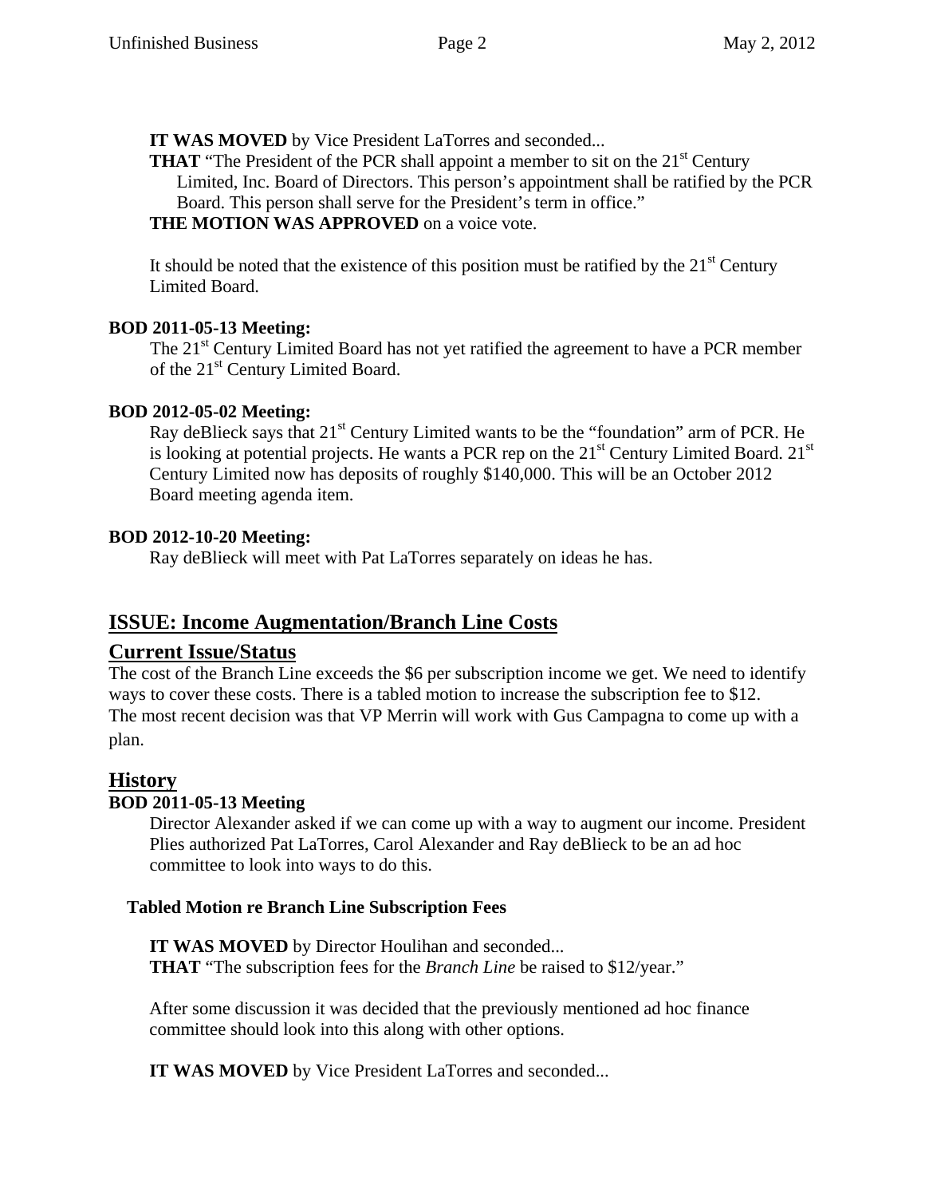**IT WAS MOVED** by Vice President LaTorres and seconded...

**THAT** "The President of the PCR shall appoint a member to sit on the 21st Century Limited, Inc. Board of Directors. This person's appointment shall be ratified by the PCR Board. This person shall serve for the President's term in office."

**THE MOTION WAS APPROVED** on a voice vote.

It should be noted that the existence of this position must be ratified by the 21st Century Limited Board.

**BOD 2011-05-13 Meeting:**

The 21st Century Limited Board has not yet ratified the agreement to have a PCR member of the 21st Century Limited Board.

**BOD 2012-05-02 Meeting:**

Ray deBlieck says that 21st Century Limited wants to be the "foundation" arm of PCR. He is looking at potential projects. He wants a PCR rep on the 21st Century Limited Board. 21st Century Limited now has deposits of roughly $140,000. This will be an October 2012 Board meeting agenda item.

**BOD 2012-10-20 Meeting:**

Ray deBlieck will meet with Pat LaTorres separately on ideas he has.

## ISSUE: Income Augmentation/Branch Line Costs

### Current Issue/Status

The cost of the Branch Line exceeds the $6 per subscription income we get. We need to identify ways to cover these costs. There is a tabled motion to increase the subscription fee to $12. The most recent decision was that VP Merrin will work with Gus Campagna to come up with a plan.

### History

**BOD 2011-05-13 Meeting**

Director Alexander asked if we can come up with a way to augment our income. President Plies authorized Pat LaTorres, Carol Alexander and Ray deBlieck to be an ad hoc committee to look into ways to do this.

**Tabled Motion re Branch Line Subscription Fees**

**IT WAS MOVED** by Director Houlihan and seconded...

**THAT** "The subscription fees for the *Branch Line* be raised to $12/year."

After some discussion it was decided that the previously mentioned ad hoc finance committee should look into this along with other options.

**IT WAS MOVED** by Vice President LaTorres and seconded...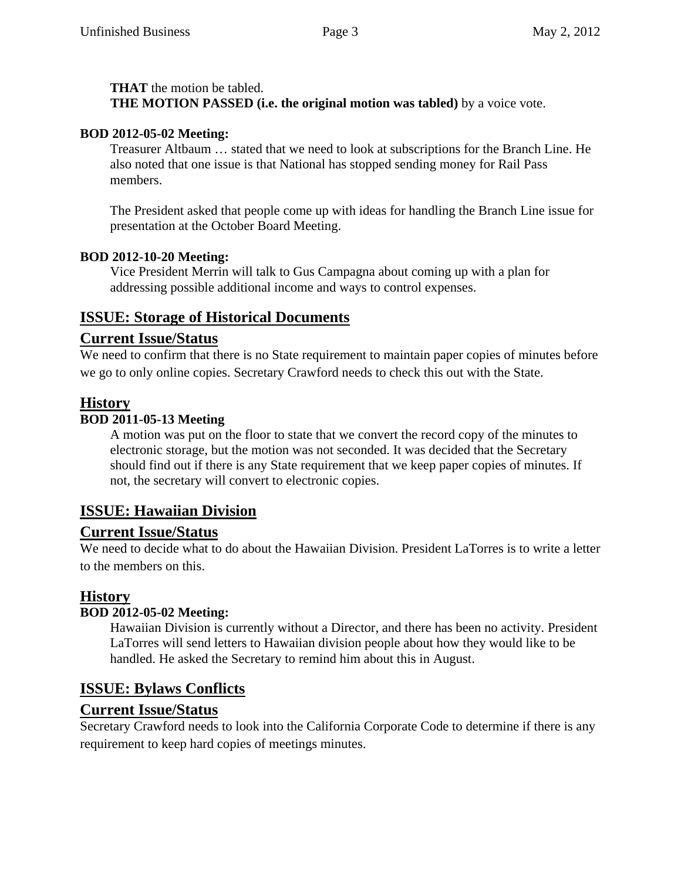**THAT** the motion be tabled.
**THE MOTION PASSED (i.e. the original motion was tabled)** by a voice vote.

**BOD 2012-05-02 Meeting:**

Treasurer Altbaum … stated that we need to look at subscriptions for the Branch Line. He also noted that one issue is that National has stopped sending money for Rail Pass members.

The President asked that people come up with ideas for handling the Branch Line issue for presentation at the October Board Meeting.

**BOD 2012-10-20 Meeting:**

Vice President Merrin will talk to Gus Campagna about coming up with a plan for addressing possible additional income and ways to control expenses.

## ISSUE: Storage of Historical Documents

## Current Issue/Status

We need to confirm that there is no State requirement to maintain paper copies of minutes before we go to only online copies. Secretary Crawford needs to check this out with the State.

## History

**BOD 2011-05-13 Meeting**

A motion was put on the floor to state that we convert the record copy of the minutes to electronic storage, but the motion was not seconded. It was decided that the Secretary should find out if there is any State requirement that we keep paper copies of minutes. If not, the secretary will convert to electronic copies.

## ISSUE: Hawaiian Division

## Current Issue/Status

We need to decide what to do about the Hawaiian Division. President LaTorres is to write a letter to the members on this.

## History

**BOD 2012-05-02 Meeting:**

Hawaiian Division is currently without a Director, and there has been no activity. President LaTorres will send letters to Hawaiian division people about how they would like to be handled. He asked the Secretary to remind him about this in August.

## ISSUE: Bylaws Conflicts

## Current Issue/Status

Secretary Crawford needs to look into the California Corporate Code to determine if there is any requirement to keep hard copies of meetings minutes.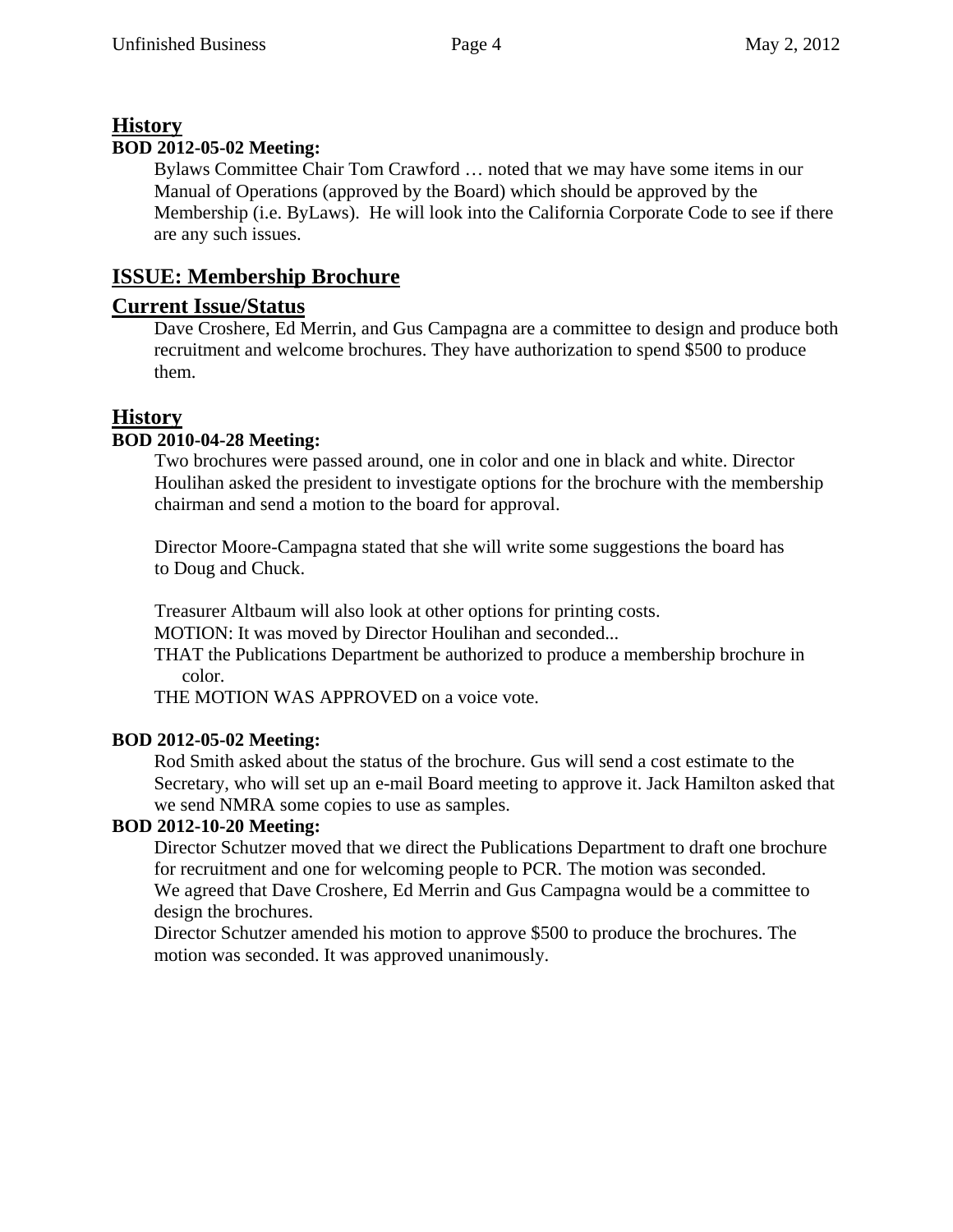## History

**BOD 2012-05-02 Meeting:**

Bylaws Committee Chair Tom Crawford … noted that we may have some items in our Manual of Operations (approved by the Board) which should be approved by the Membership (i.e. ByLaws). He will look into the California Corporate Code to see if there are any such issues.

## ISSUE: Membership Brochure

## Current Issue/Status

Dave Croshere, Ed Merrin, and Gus Campagna are a committee to design and produce both recruitment and welcome brochures. They have authorization to spend $500 to produce them.

## History

**BOD 2010-04-28 Meeting:**

Two brochures were passed around, one in color and one in black and white. Director Houlihan asked the president to investigate options for the brochure with the membership chairman and send a motion to the board for approval.

Director Moore-Campagna stated that she will write some suggestions the board has to Doug and Chuck.

Treasurer Altbaum will also look at other options for printing costs.

MOTION: It was moved by Director Houlihan and seconded...

THAT the Publications Department be authorized to produce a membership brochure in color.

THE MOTION WAS APPROVED on a voice vote.

**BOD 2012-05-02 Meeting:**

Rod Smith asked about the status of the brochure. Gus will send a cost estimate to the Secretary, who will set up an e-mail Board meeting to approve it. Jack Hamilton asked that we send NMRA some copies to use as samples.

**BOD 2012-10-20 Meeting:**

Director Schutzer moved that we direct the Publications Department to draft one brochure for recruitment and one for welcoming people to PCR. The motion was seconded.

We agreed that Dave Croshere, Ed Merrin and Gus Campagna would be a committee to design the brochures.

Director Schutzer amended his motion to approve $500 to produce the brochures. The motion was seconded. It was approved unanimously.